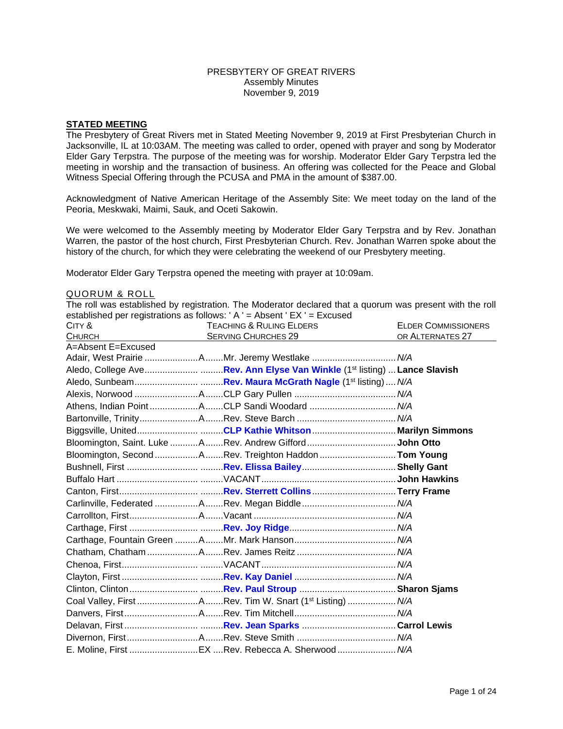PRESBYTERY OF GREAT RIVERS
Assembly Minutes
November 9, 2019

## STATED MEETING

The Presbytery of Great Rivers met in Stated Meeting November 9, 2019 at First Presbyterian Church in Jacksonville, IL at 10:03AM. The meeting was called to order, opened with prayer and song by Moderator Elder Gary Terpstra. The purpose of the meeting was for worship. Moderator Elder Gary Terpstra led the meeting in worship and the transaction of business. An offering was collected for the Peace and Global Witness Special Offering through the PCUSA and PMA in the amount of $387.00.

Acknowledgment of Native American Heritage of the Assembly Site: We meet today on the land of the Peoria, Meskwaki, Maimi, Sauk, and Oceti Sakowin.

We were welcomed to the Assembly meeting by Moderator Elder Gary Terpstra and by Rev. Jonathan Warren, the pastor of the host church, First Presbyterian Church. Rev. Jonathan Warren spoke about the history of the church, for which they were celebrating the weekend of our Presbytery meeting.

Moderator Elder Gary Terpstra opened the meeting with prayer at 10:09am.

### QUORUM & ROLL

The roll was established by registration. The Moderator declared that a quorum was present with the roll established per registrations as follows: ' A ' = Absent ' EX ' = Excused

| City & Church | | Teaching & Ruling Elders Serving Churches 29 | Elder Commissioners or Alternates 27 |
|---|---|---|---|
| A=Absent E=Excused | | | |
| Adair, West Prairie | A | Mr. Jeremy Westlake | *N/A* |
| Aledo, College Ave | | **Rev. Ann Elyse Van Winkle** (1st listing) | **Lance Slavish** |
| Aledo, Sunbeam | | **Rev. Maura McGrath Nagle** (1st listing) | *N/A* |
| Alexis, Norwood | A | CLP Gary Pullen | *N/A* |
| Athens, Indian Point | A | CLP Sandi Woodard | *N/A* |
| Bartonville, Trinity | A | Rev. Steve Barch | *N/A* |
| Biggsville, United | | **CLP Kathie Whitson** | **Marilyn Simmons** |
| Bloomington, Saint. Luke | A | Rev. Andrew Gifford | **John Otto** |
| Bloomington, Second | A | Rev. Treighton Haddon | **Tom Young** |
| Bushnell, First | | **Rev. Elissa Bailey** | **Shelly Gant** |
| Buffalo Hart | | VACANT | **John Hawkins** |
| Canton, First | | **Rev. Sterrett Collins** | **Terry Frame** |
| Carlinville, Federated | A | Rev. Megan Biddle | *N/A* |
| Carrollton, First | A | Vacant | *N/A* |
| Carthage, First | | **Rev. Joy Ridge** | *N/A* |
| Carthage, Fountain Green | A | Mr. Mark Hanson | *N/A* |
| Chatham, Chatham | A | Rev. James Reitz | *N/A* |
| Chenoa, First | | VACANT | *N/A* |
| Clayton, First | | **Rev. Kay Daniel** | *N/A* |
| Clinton, Clinton | | **Rev. Paul Stroup** | **Sharon Sjams** |
| Coal Valley, First | A | Rev. Tim W. Snart (1st Listing) | *N/A* |
| Danvers, First | A | Rev. Tim Mitchell | *N/A* |
| Delavan, First | | **Rev. Jean Sparks** | **Carrol Lewis** |
| Divernon, First | A | Rev. Steve Smith | *N/A* |
| E. Moline, First | EX | Rev. Rebecca A. Sherwood | *N/A* |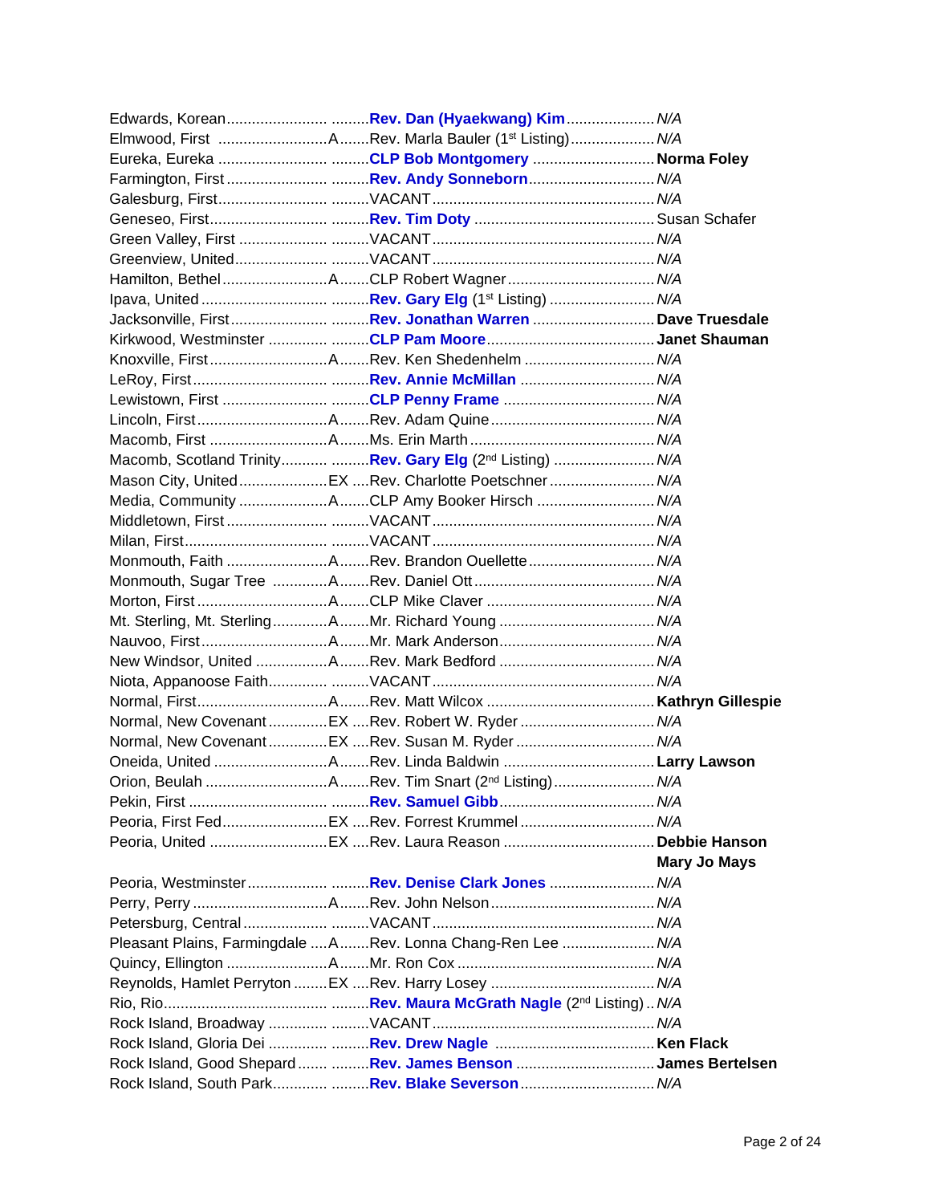| | | | |
|---|---|---|---|
| Edwards, Korean | | **Rev. Dan (Hyaekwang) Kim** | *N/A* |
| Elmwood, First | A | Rev. Marla Bauler (1st Listing) | *N/A* |
| Eureka, Eureka | | **CLP Bob Montgomery** | **Norma Foley** |
| Farmington, First | | **Rev. Andy Sonneborn** | *N/A* |
| Galesburg, First | | VACANT | *N/A* |
| Geneseo, First | | **Rev. Tim Doty** | Susan Schafer |
| Green Valley, First | | VACANT | *N/A* |
| Greenview, United | | VACANT | *N/A* |
| Hamilton, Bethel | A | CLP Robert Wagner | *N/A* |
| Ipava, United | | **Rev. Gary Elg** (1st Listing) | *N/A* |
| Jacksonville, First | | **Rev. Jonathan Warren** | **Dave Truesdale** |
| Kirkwood, Westminster | | **CLP Pam Moore** | **Janet Shauman** |
| Knoxville, First | A | Rev. Ken Shedenhelm | *N/A* |
| LeRoy, First | | **Rev. Annie McMillan** | *N/A* |
| Lewistown, First | | **CLP Penny Frame** | *N/A* |
| Lincoln, First | A | Rev. Adam Quine | *N/A* |
| Macomb, First | A | Ms. Erin Marth | *N/A* |
| Macomb, Scotland Trinity | | **Rev. Gary Elg** (2nd Listing) | *N/A* |
| Mason City, United | EX | Rev. Charlotte Poetschner | *N/A* |
| Media, Community | A | CLP Amy Booker Hirsch | *N/A* |
| Middletown, First | | VACANT | *N/A* |
| Milan, First | | VACANT | *N/A* |
| Monmouth, Faith | A | Rev. Brandon Ouellette | *N/A* |
| Monmouth, Sugar Tree | A | Rev. Daniel Ott | *N/A* |
| Morton, First | A | CLP Mike Claver | *N/A* |
| Mt. Sterling, Mt. Sterling | A | Mr. Richard Young | *N/A* |
| Nauvoo, First | A | Mr. Mark Anderson | *N/A* |
| New Windsor, United | A | Rev. Mark Bedford | *N/A* |
| Niota, Appanoose Faith | | VACANT | *N/A* |
| Normal, First | A | Rev. Matt Wilcox | **Kathryn Gillespie** |
| Normal, New Covenant | EX | Rev. Robert W. Ryder | *N/A* |
| Normal, New Covenant | EX | Rev. Susan M. Ryder | *N/A* |
| Oneida, United | A | Rev. Linda Baldwin | **Larry Lawson** |
| Orion, Beulah | A | Rev. Tim Snart (2nd Listing) | *N/A* |
| Pekin, First | | **Rev. Samuel Gibb** | *N/A* |
| Peoria, First Fed | EX | Rev. Forrest Krummel | *N/A* |
| Peoria, United | EX | Rev. Laura Reason | **Debbie Hanson**<br>**Mary Jo Mays** |
| Peoria, Westminster | | **Rev. Denise Clark Jones** | *N/A* |
| Perry, Perry | A | Rev. John Nelson | *N/A* |
| Petersburg, Central | | VACANT | *N/A* |
| Pleasant Plains, Farmingdale | A | Rev. Lonna Chang-Ren Lee | *N/A* |
| Quincy, Ellington | A | Mr. Ron Cox | *N/A* |
| Reynolds, Hamlet Perryton | EX | Rev. Harry Losey | *N/A* |
| Rio, Rio | | **Rev. Maura McGrath Nagle** (2nd Listing) | *N/A* |
| Rock Island, Broadway | | VACANT | *N/A* |
| Rock Island, Gloria Dei | | **Rev. Drew Nagle** | **Ken Flack** |
| Rock Island, Good Shepard | | **Rev. James Benson** | **James Bertelsen** |
| Rock Island, South Park | | **Rev. Blake Severson** | *N/A* |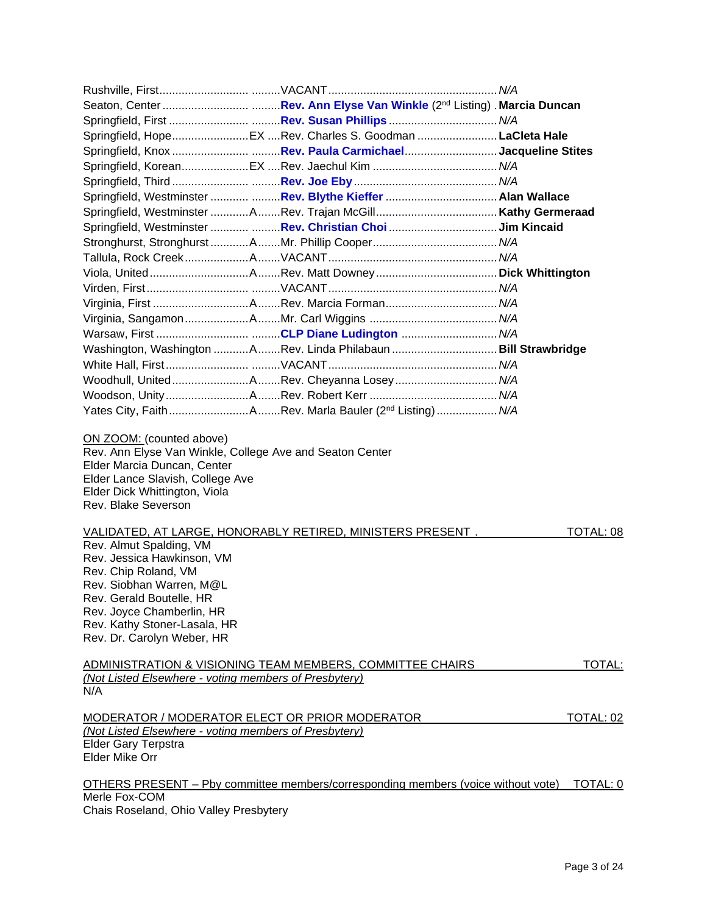| Church | | Minister | Elder |
|---|---|---|---|
| Rushville, First | | VACANT | *N/A* |
| Seaton, Center | | **Rev. Ann Elyse Van Winkle** (2nd Listing) | **Marcia Duncan** |
| Springfield, First | | **Rev. Susan Phillips** | *N/A* |
| Springfield, Hope | EX | Rev. Charles S. Goodman | **LaCleta Hale** |
| Springfield, Knox | | **Rev. Paula Carmichael** | **Jacqueline Stites** |
| Springfield, Korean | EX | Rev. Jaechul Kim | *N/A* |
| Springfield, Third | | **Rev. Joe Eby** | *N/A* |
| Springfield, Westminster | | **Rev. Blythe Kieffer** | **Alan Wallace** |
| Springfield, Westminster | A | Rev. Trajan McGill | **Kathy Germeraad** |
| Springfield, Westminster | | **Rev. Christian Choi** | **Jim Kincaid** |
| Stronghurst, Stronghurst | A | Mr. Phillip Cooper | *N/A* |
| Tallula, Rock Creek | A | VACANT | *N/A* |
| Viola, United | A | Rev. Matt Downey | **Dick Whittington** |
| Virden, First | | VACANT | *N/A* |
| Virginia, First | A | Rev. Marcia Forman | *N/A* |
| Virginia, Sangamon | A | Mr. Carl Wiggins | *N/A* |
| Warsaw, First | | **CLP Diane Ludington** | *N/A* |
| Washington, Washington | A | Rev. Linda Philabaun | **Bill Strawbridge** |
| White Hall, First | | VACANT | *N/A* |
| Woodhull, United | A | Rev. Cheyanna Losey | *N/A* |
| Woodson, Unity | A | Rev. Robert Kerr | *N/A* |
| Yates City, Faith | A | Rev. Marla Bauler (2nd Listing) | *N/A* |

<u>ON ZOOM:</u> (counted above)
Rev. Ann Elyse Van Winkle, College Ave and Seaton Center
Elder Marcia Duncan, Center
Elder Lance Slavish, College Ave
Elder Dick Whittington, Viola
Rev. Blake Severson

<u>VALIDATED, AT LARGE, HONORABLY RETIRED, MINISTERS PRESENT . TOTAL: 08</u>

Rev. Almut Spalding, VM
Rev. Jessica Hawkinson, VM
Rev. Chip Roland, VM
Rev. Siobhan Warren, M@L
Rev. Gerald Boutelle, HR
Rev. Joyce Chamberlin, HR
Rev. Kathy Stoner-Lasala, HR
Rev. Dr. Carolyn Weber, HR

<u>ADMINISTRATION & VISIONING TEAM MEMBERS, COMMITTEE CHAIRS TOTAL:</u>
*<u>(Not Listed Elsewhere - voting members of Presbytery)</u>*
N/A

<u>MODERATOR / MODERATOR ELECT OR PRIOR MODERATOR TOTAL: 02</u>
*<u>(Not Listed Elsewhere - voting members of Presbytery)</u>*
Elder Gary Terpstra
Elder Mike Orr

<u>OTHERS PRESENT – Pby committee members/corresponding members (voice without vote) TOTAL: 0</u>
Merle Fox-COM
Chais Roseland, Ohio Valley Presbytery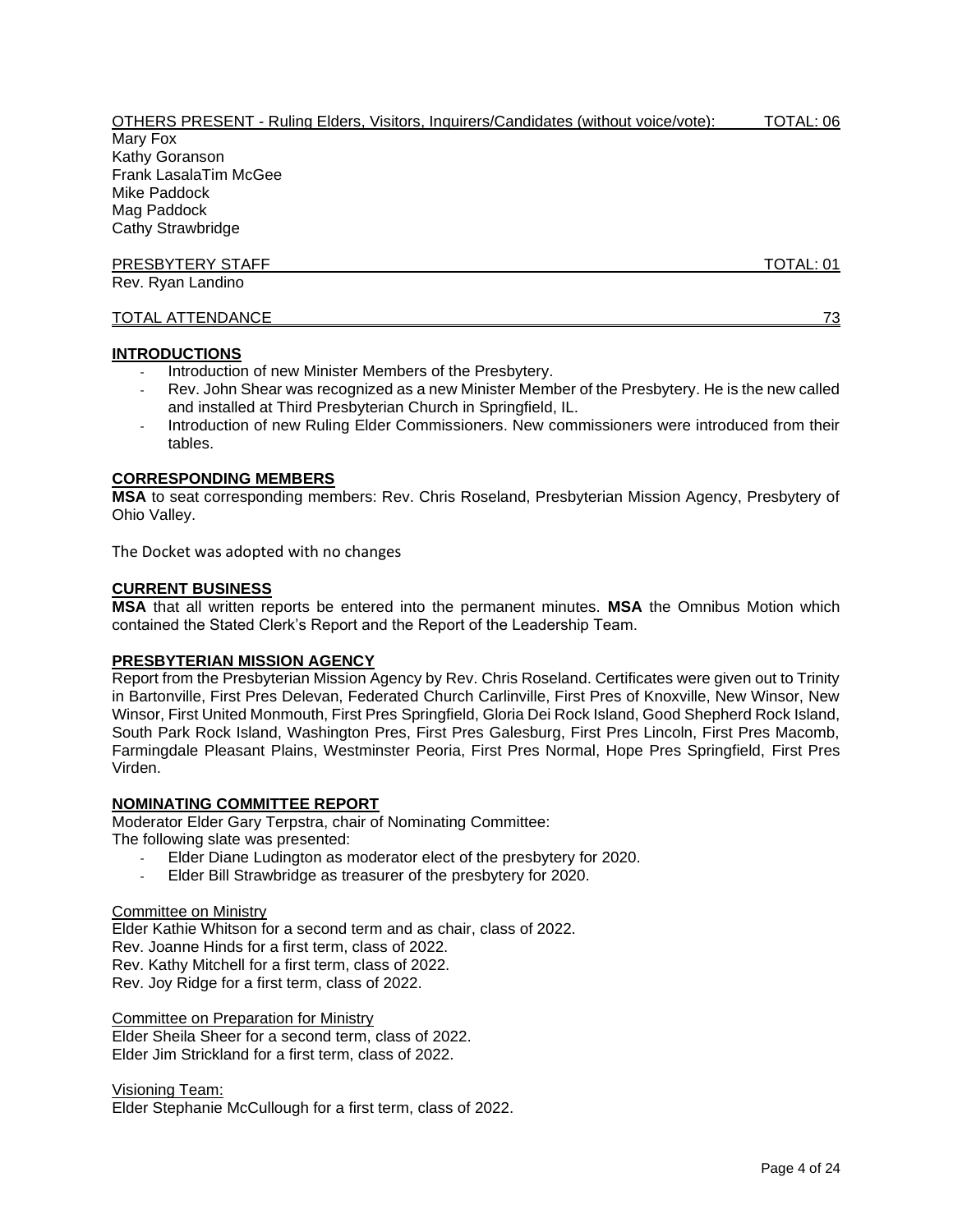OTHERS PRESENT - Ruling Elders, Visitors, Inquirers/Candidates (without voice/vote): TOTAL: 06

Mary Fox
Kathy Goranson
Frank LasalaTim McGee
Mike Paddock
Mag Paddock
Cathy Strawbridge

PRESBYTERY STAFF TOTAL: 01

Rev. Ryan Landino

TOTAL ATTENDANCE 73

## INTRODUCTIONS

- Introduction of new Minister Members of the Presbytery.
- Rev. John Shear was recognized as a new Minister Member of the Presbytery. He is the new called and installed at Third Presbyterian Church in Springfield, IL.
- Introduction of new Ruling Elder Commissioners. New commissioners were introduced from their tables.

## CORRESPONDING MEMBERS

**MSA** to seat corresponding members: Rev. Chris Roseland, Presbyterian Mission Agency, Presbytery of Ohio Valley.

The Docket was adopted with no changes

## CURRENT BUSINESS

**MSA** that all written reports be entered into the permanent minutes. **MSA** the Omnibus Motion which contained the Stated Clerk's Report and the Report of the Leadership Team.

## PRESBYTERIAN MISSION AGENCY

Report from the Presbyterian Mission Agency by Rev. Chris Roseland. Certificates were given out to Trinity in Bartonville, First Pres Delevan, Federated Church Carlinville, First Pres of Knoxville, New Winsor, New Winsor, First United Monmouth, First Pres Springfield, Gloria Dei Rock Island, Good Shepherd Rock Island, South Park Rock Island, Washington Pres, First Pres Galesburg, First Pres Lincoln, First Pres Macomb, Farmingdale Pleasant Plains, Westminster Peoria, First Pres Normal, Hope Pres Springfield, First Pres Virden.

## NOMINATING COMMITTEE REPORT

Moderator Elder Gary Terpstra, chair of Nominating Committee:
The following slate was presented:

- Elder Diane Ludington as moderator elect of the presbytery for 2020.
- Elder Bill Strawbridge as treasurer of the presbytery for 2020.

Committee on Ministry

Elder Kathie Whitson for a second term and as chair, class of 2022.
Rev. Joanne Hinds for a first term, class of 2022.
Rev. Kathy Mitchell for a first term, class of 2022.
Rev. Joy Ridge for a first term, class of 2022.

Committee on Preparation for Ministry

Elder Sheila Sheer for a second term, class of 2022.
Elder Jim Strickland for a first term, class of 2022.

Visioning Team:

Elder Stephanie McCullough for a first term, class of 2022.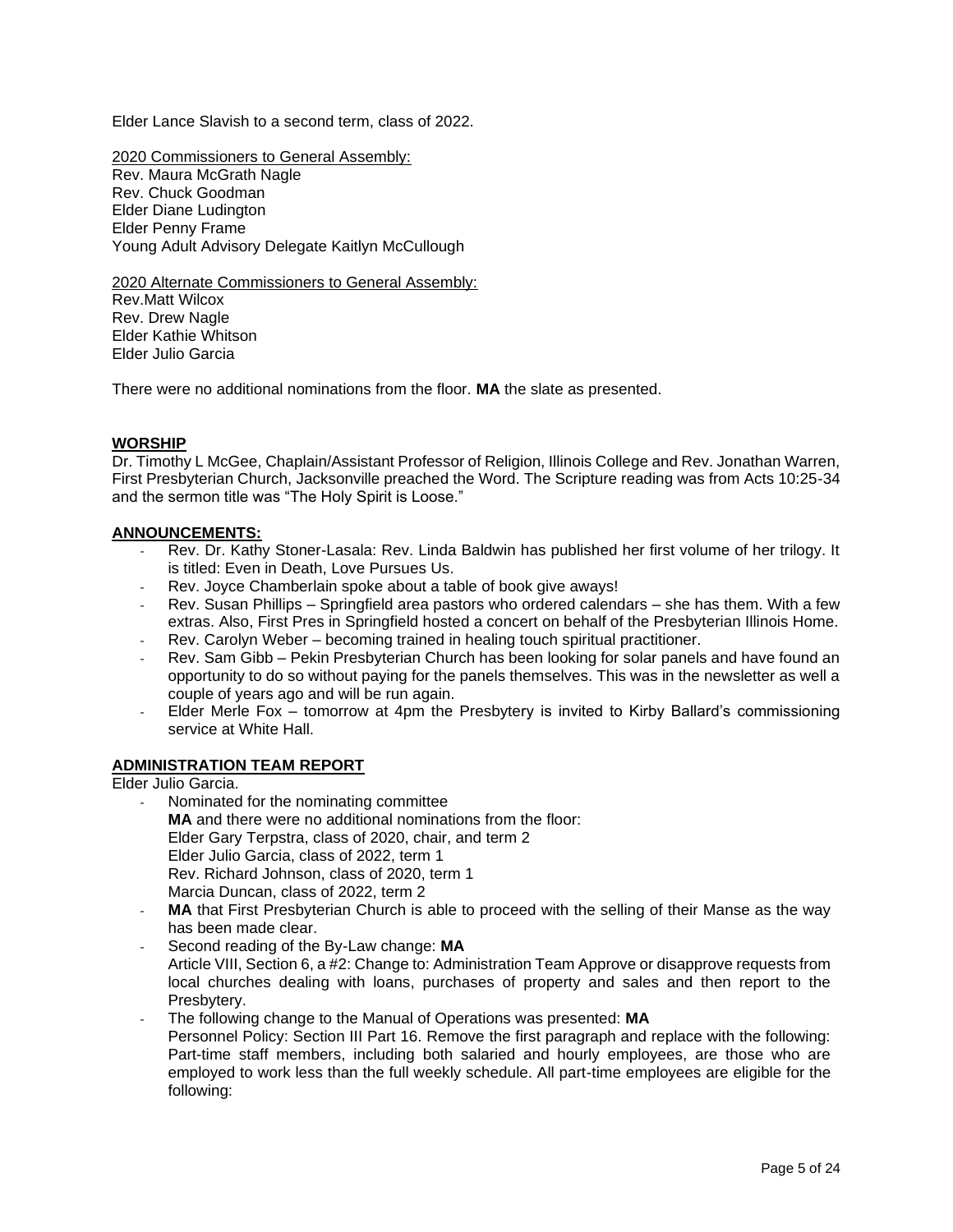Elder Lance Slavish to a second term, class of 2022.

2020 Commissioners to General Assembly:
Rev. Maura McGrath Nagle
Rev. Chuck Goodman
Elder Diane Ludington
Elder Penny Frame
Young Adult Advisory Delegate Kaitlyn McCullough

2020 Alternate Commissioners to General Assembly:
Rev.Matt Wilcox
Rev. Drew Nagle
Elder Kathie Whitson
Elder Julio Garcia

There were no additional nominations from the floor. **MA** the slate as presented.

## WORSHIP

Dr. Timothy L McGee, Chaplain/Assistant Professor of Religion, Illinois College and Rev. Jonathan Warren, First Presbyterian Church, Jacksonville preached the Word. The Scripture reading was from Acts 10:25-34 and the sermon title was "The Holy Spirit is Loose."

## ANNOUNCEMENTS:

- Rev. Dr. Kathy Stoner-Lasala: Rev. Linda Baldwin has published her first volume of her trilogy. It is titled: Even in Death, Love Pursues Us.
- Rev. Joyce Chamberlain spoke about a table of book give aways!
- Rev. Susan Phillips – Springfield area pastors who ordered calendars – she has them. With a few extras. Also, First Pres in Springfield hosted a concert on behalf of the Presbyterian Illinois Home.
- Rev. Carolyn Weber – becoming trained in healing touch spiritual practitioner.
- Rev. Sam Gibb – Pekin Presbyterian Church has been looking for solar panels and have found an opportunity to do so without paying for the panels themselves. This was in the newsletter as well a couple of years ago and will be run again.
- Elder Merle Fox – tomorrow at 4pm the Presbytery is invited to Kirby Ballard's commissioning service at White Hall.

## ADMINISTRATION TEAM REPORT

Elder Julio Garcia.

- Nominated for the nominating committee
  **MA** and there were no additional nominations from the floor:
  Elder Gary Terpstra, class of 2020, chair, and term 2
  Elder Julio Garcia, class of 2022, term 1
  Rev. Richard Johnson, class of 2020, term 1
  Marcia Duncan, class of 2022, term 2
- **MA** that First Presbyterian Church is able to proceed with the selling of their Manse as the way has been made clear.
- Second reading of the By-Law change: **MA**
  Article VIII, Section 6, a #2: Change to: Administration Team Approve or disapprove requests from local churches dealing with loans, purchases of property and sales and then report to the Presbytery.
- The following change to the Manual of Operations was presented: **MA**
  Personnel Policy: Section III Part 16. Remove the first paragraph and replace with the following: Part-time staff members, including both salaried and hourly employees, are those who are employed to work less than the full weekly schedule. All part-time employees are eligible for the following: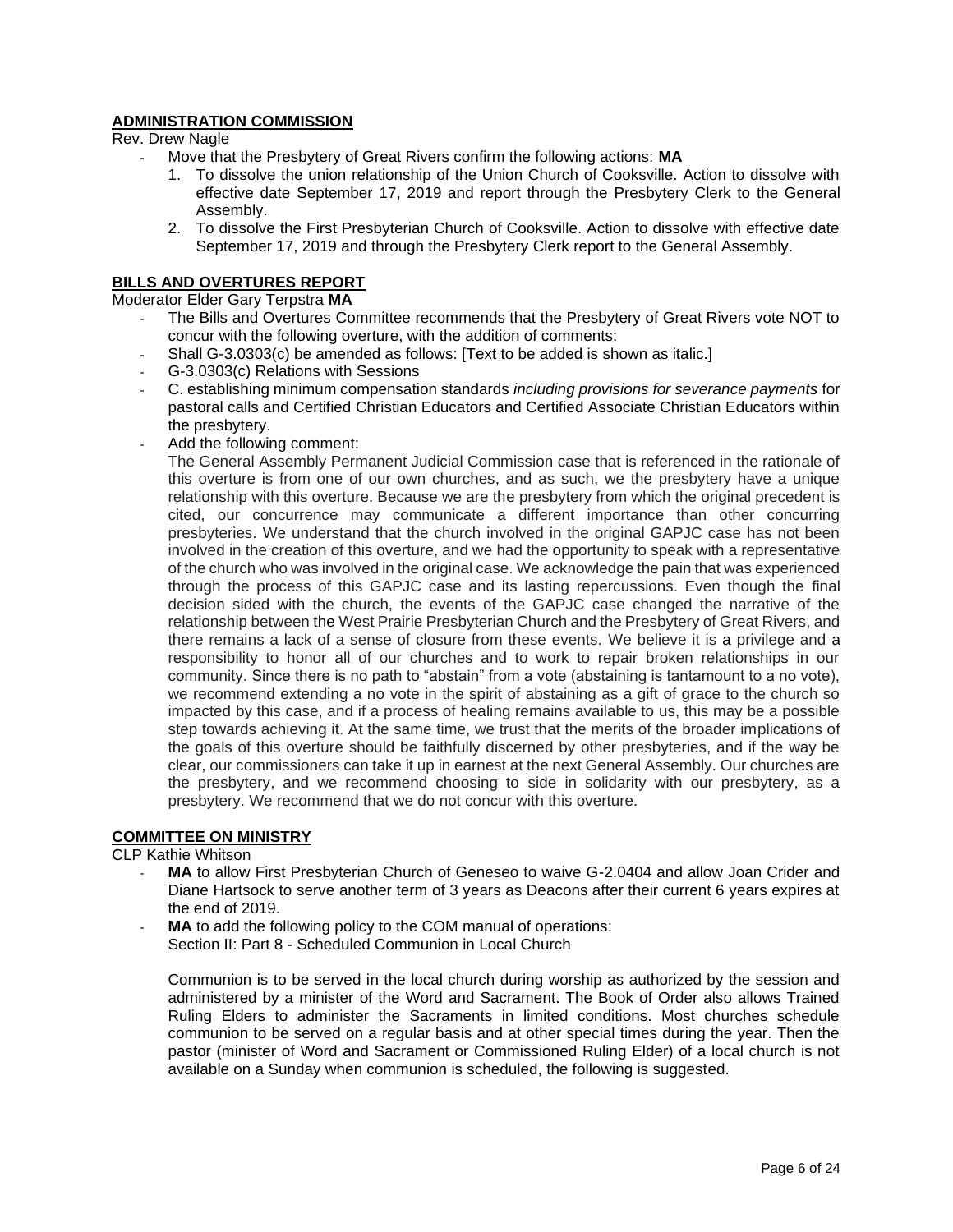## **ADMINISTRATION COMMISSION**

Rev. Drew Nagle

- Move that the Presbytery of Great Rivers confirm the following actions: **MA**
  1. To dissolve the union relationship of the Union Church of Cooksville. Action to dissolve with effective date September 17, 2019 and report through the Presbytery Clerk to the General Assembly.
  2. To dissolve the First Presbyterian Church of Cooksville. Action to dissolve with effective date September 17, 2019 and through the Presbytery Clerk report to the General Assembly.

## **BILLS AND OVERTURES REPORT**

Moderator Elder Gary Terpstra **MA**

- The Bills and Overtures Committee recommends that the Presbytery of Great Rivers vote NOT to concur with the following overture, with the addition of comments:
- Shall G-3.0303(c) be amended as follows: [Text to be added is shown as italic.]
- G-3.0303(c) Relations with Sessions
- C. establishing minimum compensation standards *including provisions for severance payments* for pastoral calls and Certified Christian Educators and Certified Associate Christian Educators within the presbytery.
- Add the following comment:

  The General Assembly Permanent Judicial Commission case that is referenced in the rationale of this overture is from one of our own churches, and as such, we the presbytery have a unique relationship with this overture. Because we are the presbytery from which the original precedent is cited, our concurrence may communicate a different importance than other concurring presbyteries. We understand that the church involved in the original GAPJC case has not been involved in the creation of this overture, and we had the opportunity to speak with a representative of the church who was involved in the original case. We acknowledge the pain that was experienced through the process of this GAPJC case and its lasting repercussions. Even though the final decision sided with the church, the events of the GAPJC case changed the narrative of the relationship between the West Prairie Presbyterian Church and the Presbytery of Great Rivers, and there remains a lack of a sense of closure from these events. We believe it is a privilege and a responsibility to honor all of our churches and to work to repair broken relationships in our community. Since there is no path to "abstain" from a vote (abstaining is tantamount to a no vote), we recommend extending a no vote in the spirit of abstaining as a gift of grace to the church so impacted by this case, and if a process of healing remains available to us, this may be a possible step towards achieving it. At the same time, we trust that the merits of the broader implications of the goals of this overture should be faithfully discerned by other presbyteries, and if the way be clear, our commissioners can take it up in earnest at the next General Assembly. Our churches are the presbytery, and we recommend choosing to side in solidarity with our presbytery, as a presbytery. We recommend that we do not concur with this overture.

## **COMMITTEE ON MINISTRY**

CLP Kathie Whitson

- **MA** to allow First Presbyterian Church of Geneseo to waive G-2.0404 and allow Joan Crider and Diane Hartsock to serve another term of 3 years as Deacons after their current 6 years expires at the end of 2019.
- **MA** to add the following policy to the COM manual of operations:
  Section II: Part 8 - Scheduled Communion in Local Church

  Communion is to be served in the local church during worship as authorized by the session and administered by a minister of the Word and Sacrament. The Book of Order also allows Trained Ruling Elders to administer the Sacraments in limited conditions. Most churches schedule communion to be served on a regular basis and at other special times during the year. Then the pastor (minister of Word and Sacrament or Commissioned Ruling Elder) of a local church is not available on a Sunday when communion is scheduled, the following is suggested.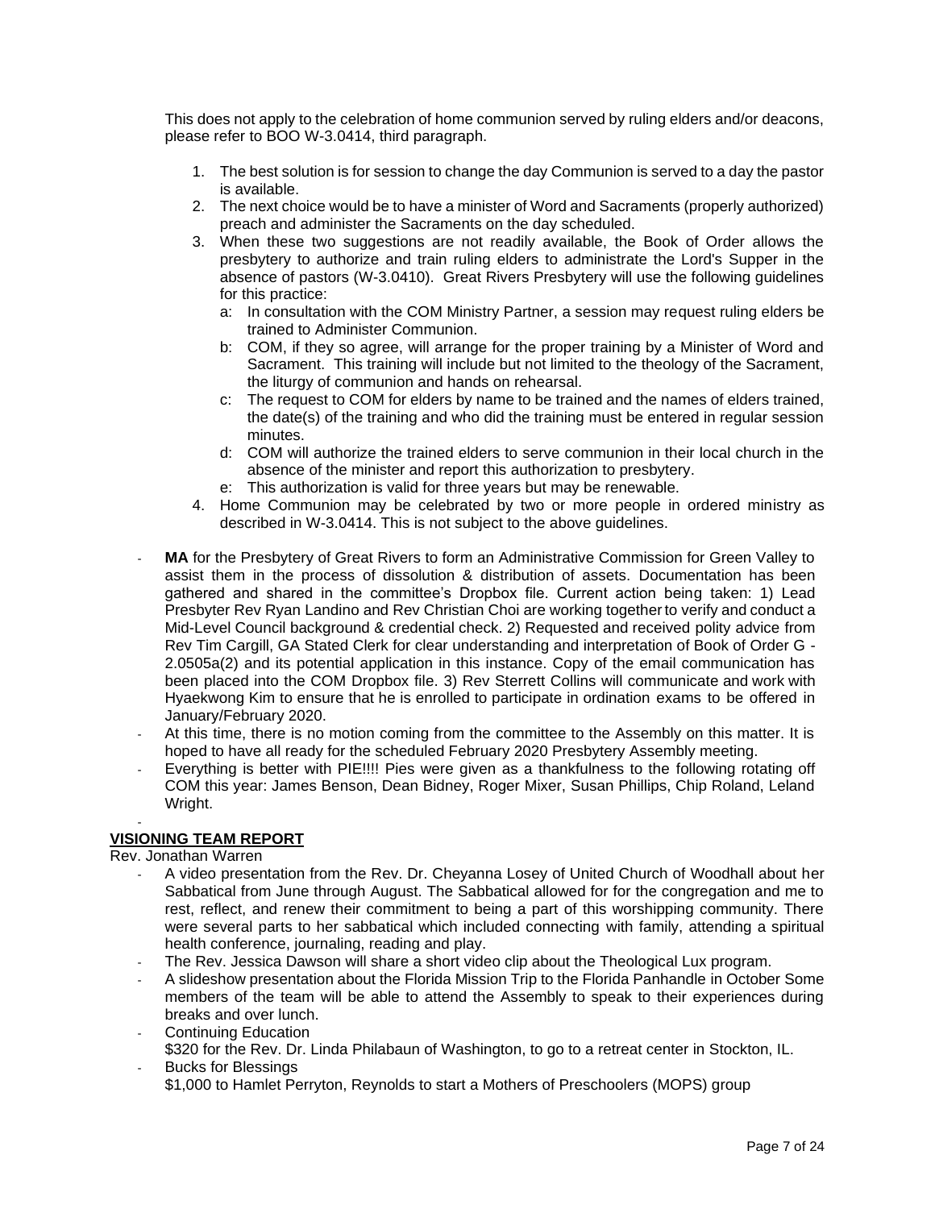This does not apply to the celebration of home communion served by ruling elders and/or deacons, please refer to BOO W-3.0414, third paragraph.

1. The best solution is for session to change the day Communion is served to a day the pastor is available.
2. The next choice would be to have a minister of Word and Sacraments (properly authorized) preach and administer the Sacraments on the day scheduled.
3. When these two suggestions are not readily available, the Book of Order allows the presbytery to authorize and train ruling elders to administrate the Lord's Supper in the absence of pastors (W-3.0410). Great Rivers Presbytery will use the following guidelines for this practice:
   a: In consultation with the COM Ministry Partner, a session may request ruling elders be trained to Administer Communion.
   b: COM, if they so agree, will arrange for the proper training by a Minister of Word and Sacrament. This training will include but not limited to the theology of the Sacrament, the liturgy of communion and hands on rehearsal.
   c: The request to COM for elders by name to be trained and the names of elders trained, the date(s) of the training and who did the training must be entered in regular session minutes.
   d: COM will authorize the trained elders to serve communion in their local church in the absence of the minister and report this authorization to presbytery.
   e: This authorization is valid for three years but may be renewable.
4. Home Communion may be celebrated by two or more people in ordered ministry as described in W-3.0414. This is not subject to the above guidelines.

- **MA** for the Presbytery of Great Rivers to form an Administrative Commission for Green Valley to assist them in the process of dissolution & distribution of assets. Documentation has been gathered and shared in the committee's Dropbox file. Current action being taken: 1) Lead Presbyter Rev Ryan Landino and Rev Christian Choi are working together to verify and conduct a Mid-Level Council background & credential check. 2) Requested and received polity advice from Rev Tim Cargill, GA Stated Clerk for clear understanding and interpretation of Book of Order G - 2.0505a(2) and its potential application in this instance. Copy of the email communication has been placed into the COM Dropbox file. 3) Rev Sterrett Collins will communicate and work with Hyaekwong Kim to ensure that he is enrolled to participate in ordination exams to be offered in January/February 2020.
- At this time, there is no motion coming from the committee to the Assembly on this matter. It is hoped to have all ready for the scheduled February 2020 Presbytery Assembly meeting.
- Everything is better with PIE!!!! Pies were given as a thankfulness to the following rotating off COM this year: James Benson, Dean Bidney, Roger Mixer, Susan Phillips, Chip Roland, Leland Wright.
-

## VISIONING TEAM REPORT

Rev. Jonathan Warren

- A video presentation from the Rev. Dr. Cheyanna Losey of United Church of Woodhall about her Sabbatical from June through August. The Sabbatical allowed for for the congregation and me to rest, reflect, and renew their commitment to being a part of this worshipping community. There were several parts to her sabbatical which included connecting with family, attending a spiritual health conference, journaling, reading and play.
- The Rev. Jessica Dawson will share a short video clip about the Theological Lux program.
- A slideshow presentation about the Florida Mission Trip to the Florida Panhandle in October Some members of the team will be able to attend the Assembly to speak to their experiences during breaks and over lunch.
- Continuing Education
  $320 for the Rev. Dr. Linda Philabaun of Washington, to go to a retreat center in Stockton, IL.
- Bucks for Blessings
  $1,000 to Hamlet Perryton, Reynolds to start a Mothers of Preschoolers (MOPS) group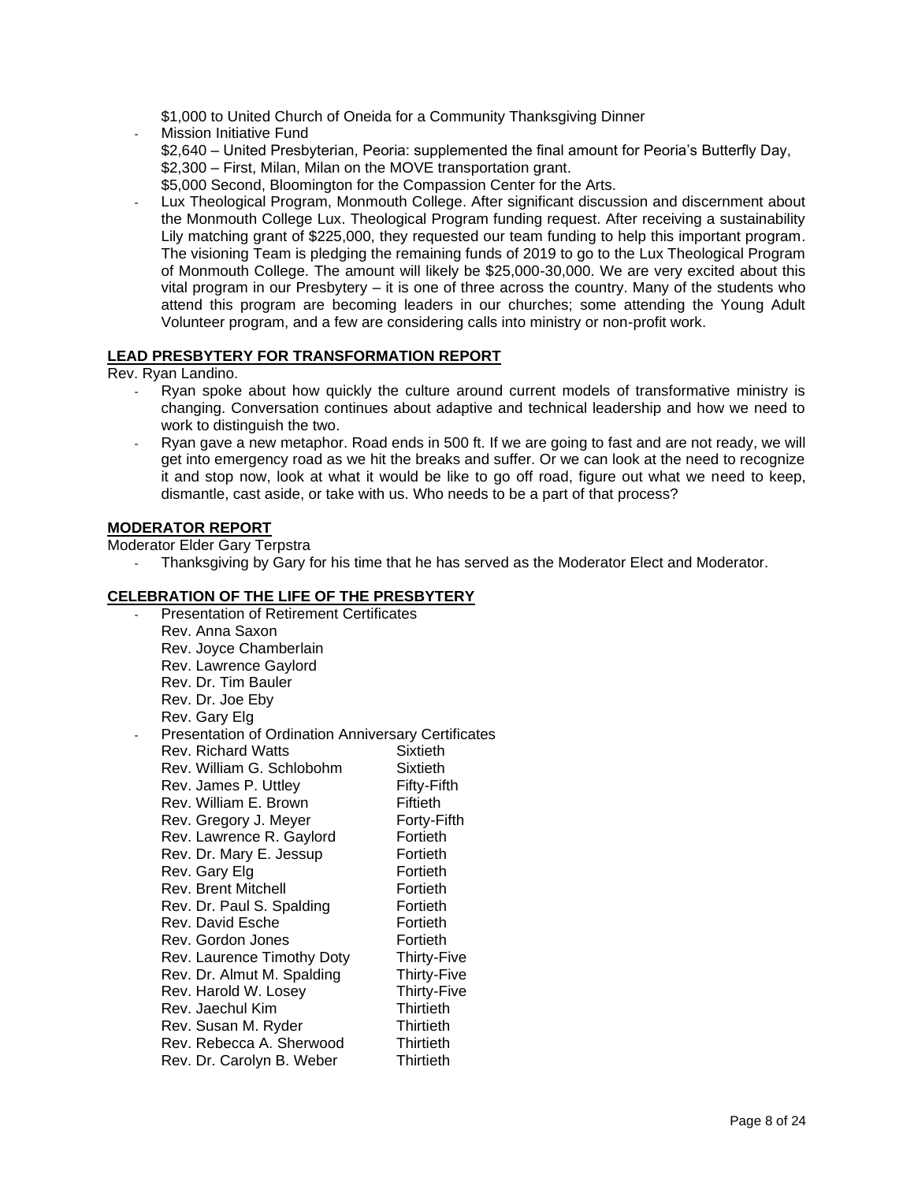$1,000 to United Church of Oneida for a Community Thanksgiving Dinner

- Mission Initiative Fund
  $2,640 – United Presbyterian, Peoria: supplemented the final amount for Peoria's Butterfly Day,
  $2,300 – First, Milan, Milan on the MOVE transportation grant.
  $5,000 Second, Bloomington for the Compassion Center for the Arts.
- Lux Theological Program, Monmouth College. After significant discussion and discernment about the Monmouth College Lux. Theological Program funding request. After receiving a sustainability Lily matching grant of $225,000, they requested our team funding to help this important program. The visioning Team is pledging the remaining funds of 2019 to go to the Lux Theological Program of Monmouth College. The amount will likely be $25,000-30,000. We are very excited about this vital program in our Presbytery – it is one of three across the country. Many of the students who attend this program are becoming leaders in our churches; some attending the Young Adult Volunteer program, and a few are considering calls into ministry or non-profit work.

**LEAD PRESBYTERY FOR TRANSFORMATION REPORT**

Rev. Ryan Landino.

- Ryan spoke about how quickly the culture around current models of transformative ministry is changing. Conversation continues about adaptive and technical leadership and how we need to work to distinguish the two.
- Ryan gave a new metaphor. Road ends in 500 ft. If we are going to fast and are not ready, we will get into emergency road as we hit the breaks and suffer. Or we can look at the need to recognize it and stop now, look at what it would be like to go off road, figure out what we need to keep, dismantle, cast aside, or take with us. Who needs to be a part of that process?

**MODERATOR REPORT**

Moderator Elder Gary Terpstra

- Thanksgiving by Gary for his time that he has served as the Moderator Elect and Moderator.

**CELEBRATION OF THE LIFE OF THE PRESBYTERY**

- Presentation of Retirement Certificates
  Rev. Anna Saxon
  Rev. Joyce Chamberlain
  Rev. Lawrence Gaylord
  Rev. Dr. Tim Bauler
  Rev. Dr. Joe Eby
  Rev. Gary Elg
- Presentation of Ordination Anniversary Certificates

| | |
|---|---|
| Rev. Richard Watts | Sixtieth |
| Rev. William G. Schlobohm | Sixtieth |
| Rev. James P. Uttley | Fifty-Fifth |
| Rev. William E. Brown | Fiftieth |
| Rev. Gregory J. Meyer | Forty-Fifth |
| Rev. Lawrence R. Gaylord | Fortieth |
| Rev. Dr. Mary E. Jessup | Fortieth |
| Rev. Gary Elg | Fortieth |
| Rev. Brent Mitchell | Fortieth |
| Rev. Dr. Paul S. Spalding | Fortieth |
| Rev. David Esche | Fortieth |
| Rev. Gordon Jones | Fortieth |
| Rev. Laurence Timothy Doty | Thirty-Five |
| Rev. Dr. Almut M. Spalding | Thirty-Five |
| Rev. Harold W. Losey | Thirty-Five |
| Rev. Jaechul Kim | Thirtieth |
| Rev. Susan M. Ryder | Thirtieth |
| Rev. Rebecca A. Sherwood | Thirtieth |
| Rev. Dr. Carolyn B. Weber | Thirtieth |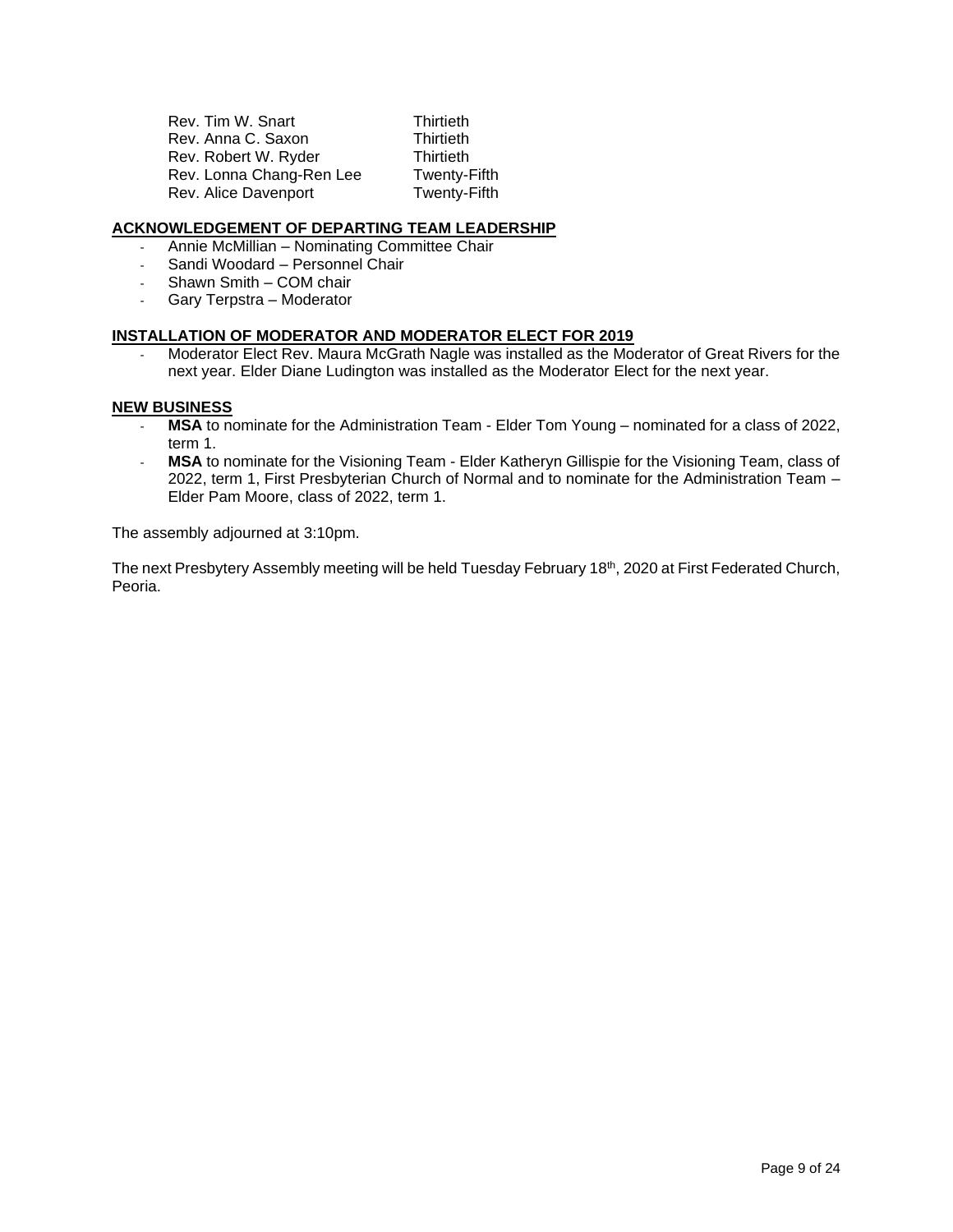| | |
|---|---|
| Rev. Tim W. Snart | Thirtieth |
| Rev. Anna C. Saxon | Thirtieth |
| Rev. Robert W. Ryder | Thirtieth |
| Rev. Lonna Chang-Ren Lee | Twenty-Fifth |
| Rev. Alice Davenport | Twenty-Fifth |

## ACKNOWLEDGEMENT OF DEPARTING TEAM LEADERSHIP

- Annie McMillian – Nominating Committee Chair
- Sandi Woodard – Personnel Chair
- Shawn Smith – COM chair
- Gary Terpstra – Moderator

## INSTALLATION OF MODERATOR AND MODERATOR ELECT FOR 2019

- Moderator Elect Rev. Maura McGrath Nagle was installed as the Moderator of Great Rivers for the next year. Elder Diane Ludington was installed as the Moderator Elect for the next year.

## NEW BUSINESS

- **MSA** to nominate for the Administration Team - Elder Tom Young – nominated for a class of 2022, term 1.
- **MSA** to nominate for the Visioning Team - Elder Katheryn Gillispie for the Visioning Team, class of 2022, term 1, First Presbyterian Church of Normal and to nominate for the Administration Team – Elder Pam Moore, class of 2022, term 1.

The assembly adjourned at 3:10pm.

The next Presbytery Assembly meeting will be held Tuesday February 18th, 2020 at First Federated Church, Peoria.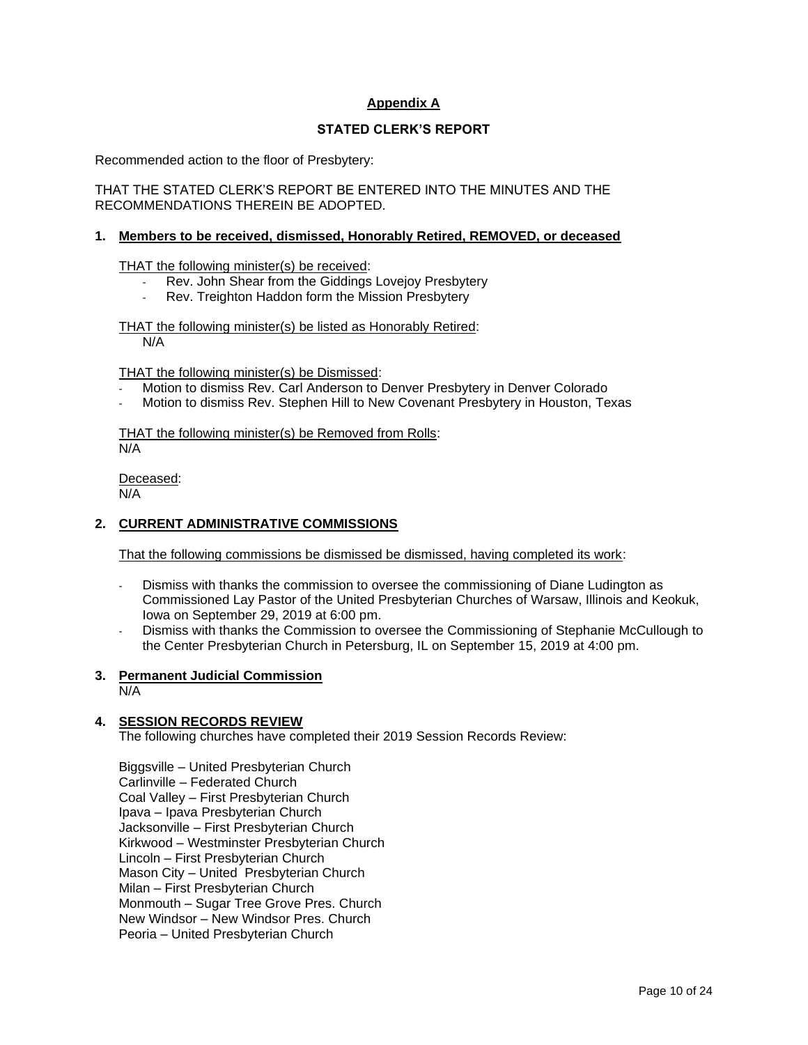## Appendix A

### STATED CLERK'S REPORT

Recommended action to the floor of Presbytery:

THAT THE STATED CLERK'S REPORT BE ENTERED INTO THE MINUTES AND THE RECOMMENDATIONS THEREIN BE ADOPTED.

**1. Members to be received, dismissed, Honorably Retired, REMOVED, or deceased**

THAT the following minister(s) be received:
- Rev. John Shear from the Giddings Lovejoy Presbytery
- Rev. Treighton Haddon form the Mission Presbytery

THAT the following minister(s) be listed as Honorably Retired:
N/A

THAT the following minister(s) be Dismissed:
- Motion to dismiss Rev. Carl Anderson to Denver Presbytery in Denver Colorado
- Motion to dismiss Rev. Stephen Hill to New Covenant Presbytery in Houston, Texas

THAT the following minister(s) be Removed from Rolls:
N/A

Deceased:
N/A

**2. CURRENT ADMINISTRATIVE COMMISSIONS**

That the following commissions be dismissed be dismissed, having completed its work:

- Dismiss with thanks the commission to oversee the commissioning of Diane Ludington as Commissioned Lay Pastor of the United Presbyterian Churches of Warsaw, Illinois and Keokuk, Iowa on September 29, 2019 at 6:00 pm.
- Dismiss with thanks the Commission to oversee the Commissioning of Stephanie McCullough to the Center Presbyterian Church in Petersburg, IL on September 15, 2019 at 4:00 pm.

**3. Permanent Judicial Commission**
N/A

**4. SESSION RECORDS REVIEW**
The following churches have completed their 2019 Session Records Review:

Biggsville – United Presbyterian Church
Carlinville – Federated Church
Coal Valley – First Presbyterian Church
Ipava – Ipava Presbyterian Church
Jacksonville – First Presbyterian Church
Kirkwood – Westminster Presbyterian Church
Lincoln – First Presbyterian Church
Mason City – United Presbyterian Church
Milan – First Presbyterian Church
Monmouth – Sugar Tree Grove Pres. Church
New Windsor – New Windsor Pres. Church
Peoria – United Presbyterian Church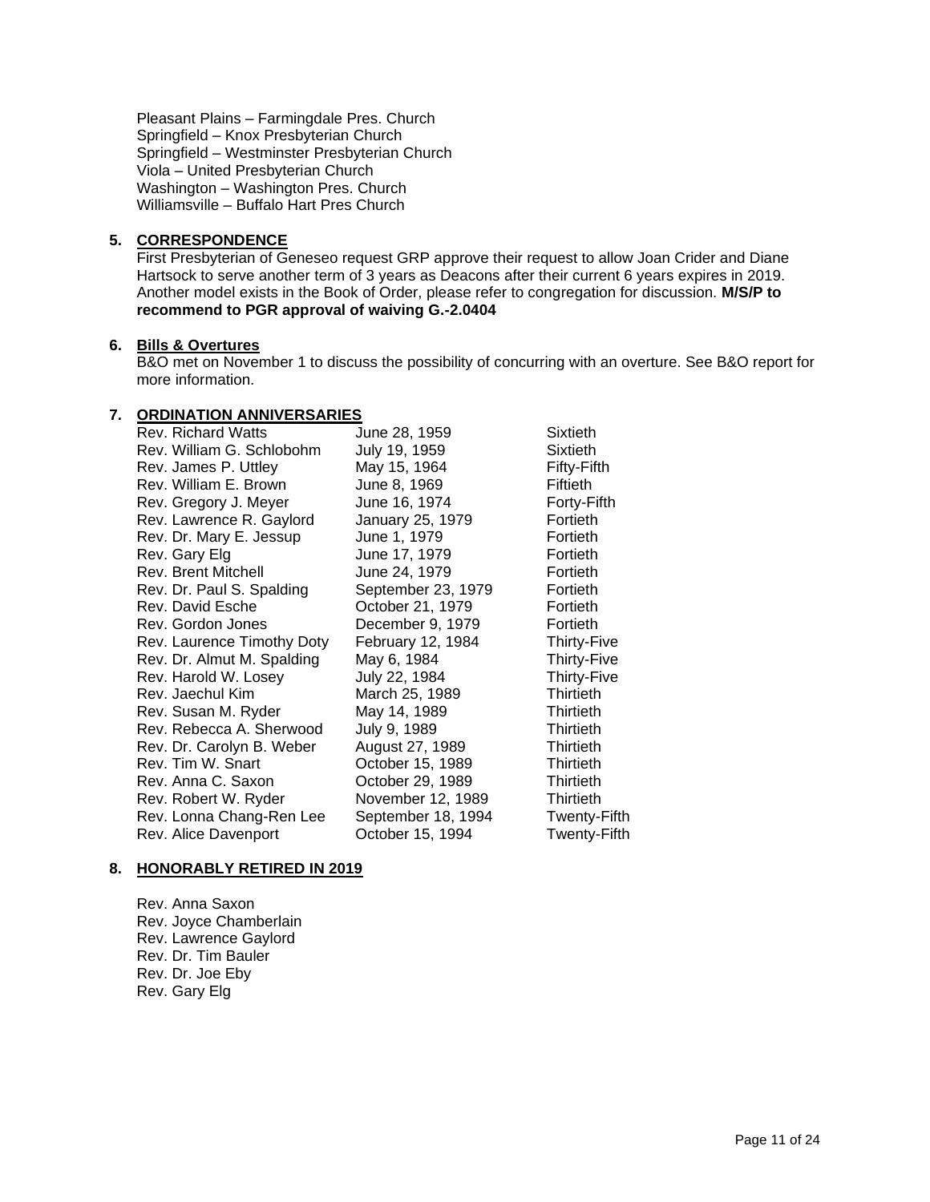Pleasant Plains – Farmingdale Pres. Church
Springfield – Knox Presbyterian Church
Springfield – Westminster Presbyterian Church
Viola – United Presbyterian Church
Washington – Washington Pres. Church
Williamsville – Buffalo Hart Pres Church

**5. CORRESPONDENCE**

First Presbyterian of Geneseo request GRP approve their request to allow Joan Crider and Diane Hartsock to serve another term of 3 years as Deacons after their current 6 years expires in 2019. Another model exists in the Book of Order, please refer to congregation for discussion. **M/S/P to recommend to PGR approval of waiving G.-2.0404**

**6. Bills & Overtures**

B&O met on November 1 to discuss the possibility of concurring with an overture. See B&O report for more information.

**7. ORDINATION ANNIVERSARIES**

| | | |
|---|---|---|
| Rev. Richard Watts | June 28, 1959 | Sixtieth |
| Rev. William G. Schlobohm | July 19, 1959 | Sixtieth |
| Rev. James P. Uttley | May 15, 1964 | Fifty-Fifth |
| Rev. William E. Brown | June 8, 1969 | Fiftieth |
| Rev. Gregory J. Meyer | June 16, 1974 | Forty-Fifth |
| Rev. Lawrence R. Gaylord | January 25, 1979 | Fortieth |
| Rev. Dr. Mary E. Jessup | June 1, 1979 | Fortieth |
| Rev. Gary Elg | June 17, 1979 | Fortieth |
| Rev. Brent Mitchell | June 24, 1979 | Fortieth |
| Rev. Dr. Paul S. Spalding | September 23, 1979 | Fortieth |
| Rev. David Esche | October 21, 1979 | Fortieth |
| Rev. Gordon Jones | December 9, 1979 | Fortieth |
| Rev. Laurence Timothy Doty | February 12, 1984 | Thirty-Five |
| Rev. Dr. Almut M. Spalding | May 6, 1984 | Thirty-Five |
| Rev. Harold W. Losey | July 22, 1984 | Thirty-Five |
| Rev. Jaechul Kim | March 25, 1989 | Thirtieth |
| Rev. Susan M. Ryder | May 14, 1989 | Thirtieth |
| Rev. Rebecca A. Sherwood | July 9, 1989 | Thirtieth |
| Rev. Dr. Carolyn B. Weber | August 27, 1989 | Thirtieth |
| Rev. Tim W. Snart | October 15, 1989 | Thirtieth |
| Rev. Anna C. Saxon | October 29, 1989 | Thirtieth |
| Rev. Robert W. Ryder | November 12, 1989 | Thirtieth |
| Rev. Lonna Chang-Ren Lee | September 18, 1994 | Twenty-Fifth |
| Rev. Alice Davenport | October 15, 1994 | Twenty-Fifth |

**8. HONORABLY RETIRED IN 2019**

Rev. Anna Saxon
Rev. Joyce Chamberlain
Rev. Lawrence Gaylord
Rev. Dr. Tim Bauler
Rev. Dr. Joe Eby
Rev. Gary Elg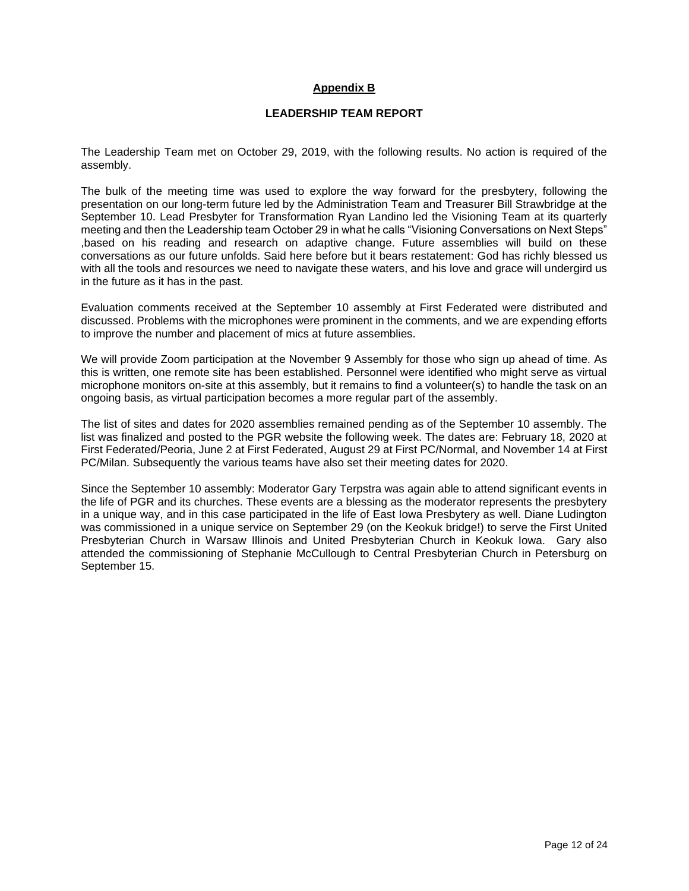## Appendix B

### LEADERSHIP TEAM REPORT

The Leadership Team met on October 29, 2019, with the following results. No action is required of the assembly.

The bulk of the meeting time was used to explore the way forward for the presbytery, following the presentation on our long-term future led by the Administration Team and Treasurer Bill Strawbridge at the September 10. Lead Presbyter for Transformation Ryan Landino led the Visioning Team at its quarterly meeting and then the Leadership team October 29 in what he calls "Visioning Conversations on Next Steps" ,based on his reading and research on adaptive change. Future assemblies will build on these conversations as our future unfolds. Said here before but it bears restatement: God has richly blessed us with all the tools and resources we need to navigate these waters, and his love and grace will undergird us in the future as it has in the past.

Evaluation comments received at the September 10 assembly at First Federated were distributed and discussed. Problems with the microphones were prominent in the comments, and we are expending efforts to improve the number and placement of mics at future assemblies.

We will provide Zoom participation at the November 9 Assembly for those who sign up ahead of time. As this is written, one remote site has been established. Personnel were identified who might serve as virtual microphone monitors on-site at this assembly, but it remains to find a volunteer(s) to handle the task on an ongoing basis, as virtual participation becomes a more regular part of the assembly.

The list of sites and dates for 2020 assemblies remained pending as of the September 10 assembly. The list was finalized and posted to the PGR website the following week. The dates are: February 18, 2020 at First Federated/Peoria, June 2 at First Federated, August 29 at First PC/Normal, and November 14 at First PC/Milan. Subsequently the various teams have also set their meeting dates for 2020.

Since the September 10 assembly: Moderator Gary Terpstra was again able to attend significant events in the life of PGR and its churches. These events are a blessing as the moderator represents the presbytery in a unique way, and in this case participated in the life of East Iowa Presbytery as well. Diane Ludington was commissioned in a unique service on September 29 (on the Keokuk bridge!) to serve the First United Presbyterian Church in Warsaw Illinois and United Presbyterian Church in Keokuk Iowa. Gary also attended the commissioning of Stephanie McCullough to Central Presbyterian Church in Petersburg on September 15.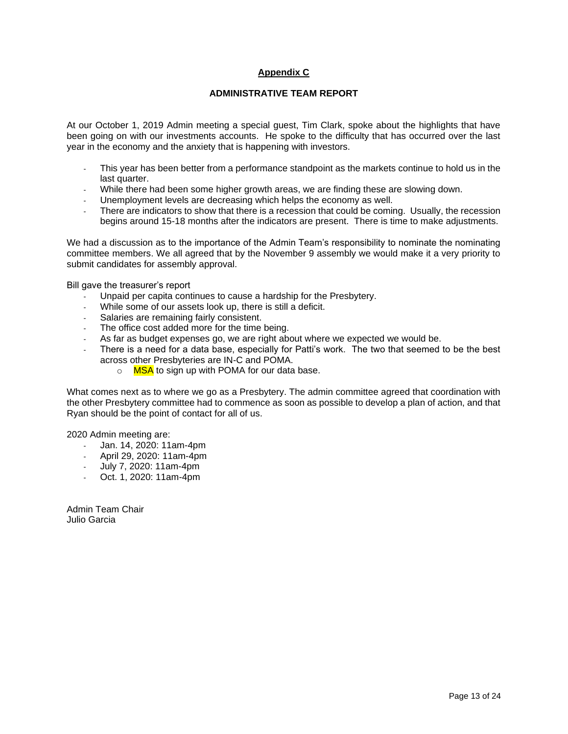## Appendix C

### ADMINISTRATIVE TEAM REPORT

At our October 1, 2019 Admin meeting a special guest, Tim Clark, spoke about the highlights that have been going on with our investments accounts. He spoke to the difficulty that has occurred over the last year in the economy and the anxiety that is happening with investors.

- This year has been better from a performance standpoint as the markets continue to hold us in the last quarter.
- While there had been some higher growth areas, we are finding these are slowing down.
- Unemployment levels are decreasing which helps the economy as well.
- There are indicators to show that there is a recession that could be coming. Usually, the recession begins around 15-18 months after the indicators are present. There is time to make adjustments.

We had a discussion as to the importance of the Admin Team's responsibility to nominate the nominating committee members. We all agreed that by the November 9 assembly we would make it a very priority to submit candidates for assembly approval.

Bill gave the treasurer's report

- Unpaid per capita continues to cause a hardship for the Presbytery.
- While some of our assets look up, there is still a deficit.
- Salaries are remaining fairly consistent.
- The office cost added more for the time being.
- As far as budget expenses go, we are right about where we expected we would be.
- There is a need for a data base, especially for Patti's work. The two that seemed to be the best across other Presbyteries are IN-C and POMA.
    - MSA to sign up with POMA for our data base.

What comes next as to where we go as a Presbytery. The admin committee agreed that coordination with the other Presbytery committee had to commence as soon as possible to develop a plan of action, and that Ryan should be the point of contact for all of us.

2020 Admin meeting are:

- Jan. 14, 2020: 11am-4pm
- April 29, 2020: 11am-4pm
- July 7, 2020: 11am-4pm
- Oct. 1, 2020: 11am-4pm

Admin Team Chair
Julio Garcia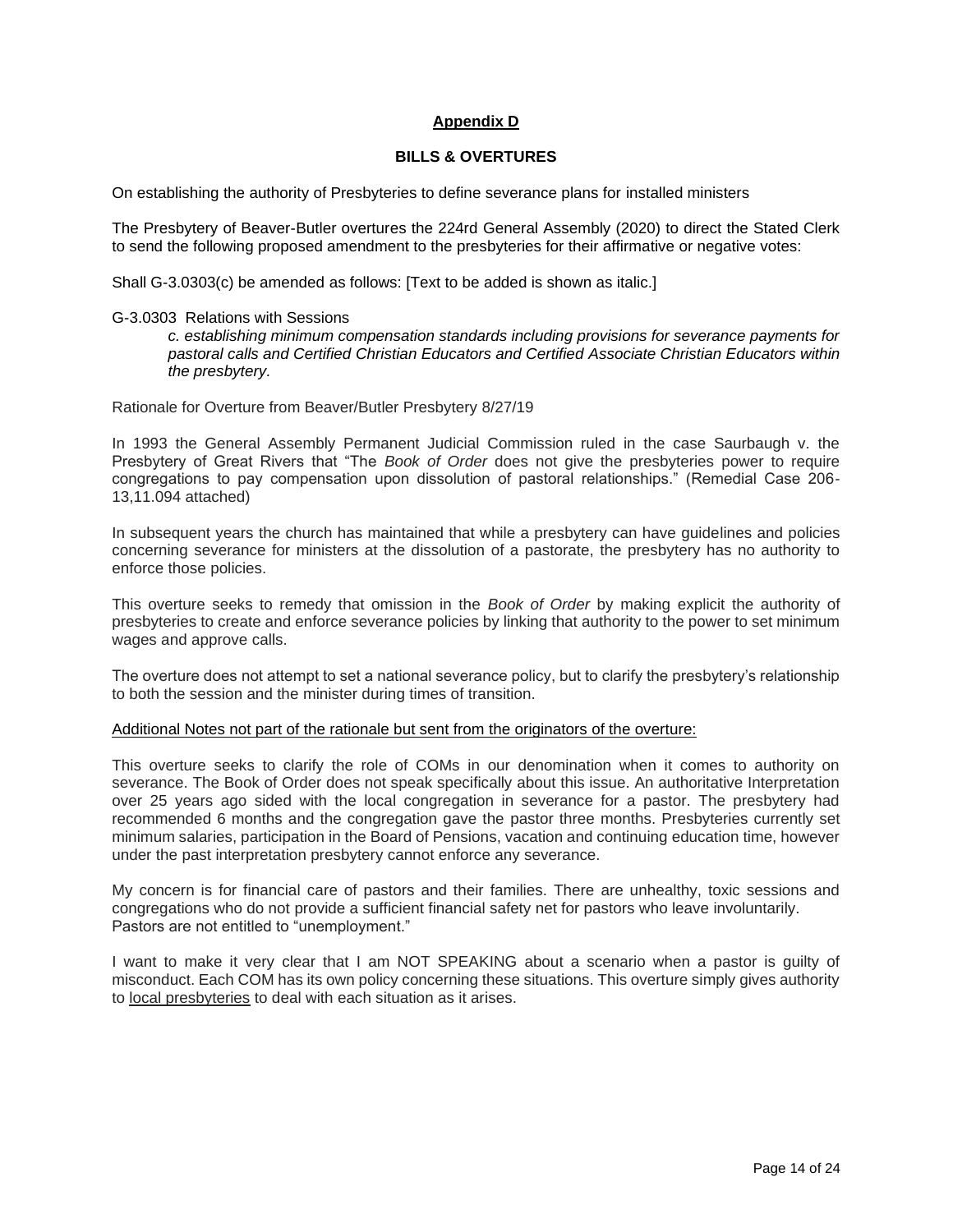## Appendix D

### BILLS & OVERTURES

On establishing the authority of Presbyteries to define severance plans for installed ministers

The Presbytery of Beaver-Butler overtures the 224rd General Assembly (2020) to direct the Stated Clerk to send the following proposed amendment to the presbyteries for their affirmative or negative votes:

Shall G-3.0303(c) be amended as follows: [Text to be added is shown as italic.]

G-3.0303 Relations with Sessions

> *c. establishing minimum compensation standards including provisions for severance payments for pastoral calls and Certified Christian Educators and Certified Associate Christian Educators within the presbytery.*

Rationale for Overture from Beaver/Butler Presbytery 8/27/19

In 1993 the General Assembly Permanent Judicial Commission ruled in the case Saurbaugh v. the Presbytery of Great Rivers that "The *Book of Order* does not give the presbyteries power to require congregations to pay compensation upon dissolution of pastoral relationships." (Remedial Case 206-13,11.094 attached)

In subsequent years the church has maintained that while a presbytery can have guidelines and policies concerning severance for ministers at the dissolution of a pastorate, the presbytery has no authority to enforce those policies.

This overture seeks to remedy that omission in the *Book of Order* by making explicit the authority of presbyteries to create and enforce severance policies by linking that authority to the power to set minimum wages and approve calls.

The overture does not attempt to set a national severance policy, but to clarify the presbytery's relationship to both the session and the minister during times of transition.

<u>Additional Notes not part of the rationale but sent from the originators of the overture:</u>

This overture seeks to clarify the role of COMs in our denomination when it comes to authority on severance. The Book of Order does not speak specifically about this issue. An authoritative Interpretation over 25 years ago sided with the local congregation in severance for a pastor. The presbytery had recommended 6 months and the congregation gave the pastor three months. Presbyteries currently set minimum salaries, participation in the Board of Pensions, vacation and continuing education time, however under the past interpretation presbytery cannot enforce any severance.

My concern is for financial care of pastors and their families. There are unhealthy, toxic sessions and congregations who do not provide a sufficient financial safety net for pastors who leave involuntarily. Pastors are not entitled to "unemployment."

I want to make it very clear that I am NOT SPEAKING about a scenario when a pastor is guilty of misconduct. Each COM has its own policy concerning these situations. This overture simply gives authority to <u>local presbyteries</u> to deal with each situation as it arises.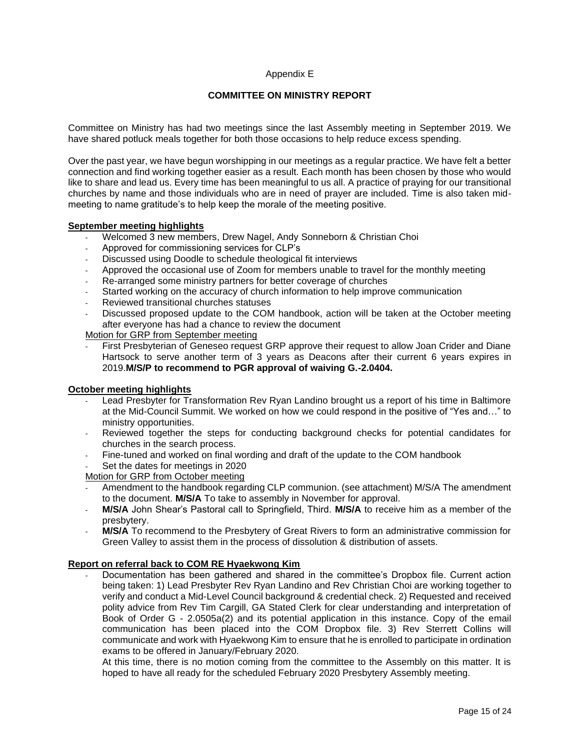Appendix E

## COMMITTEE ON MINISTRY REPORT

Committee on Ministry has had two meetings since the last Assembly meeting in September 2019. We have shared potluck meals together for both those occasions to help reduce excess spending.

Over the past year, we have begun worshipping in our meetings as a regular practice. We have felt a better connection and find working together easier as a result. Each month has been chosen by those who would like to share and lead us. Every time has been meaningful to us all. A practice of praying for our transitional churches by name and those individuals who are in need of prayer are included. Time is also taken mid-meeting to name gratitude's to help keep the morale of the meeting positive.

**<u>September meeting highlights</u>**

- Welcomed 3 new members, Drew Nagel, Andy Sonneborn & Christian Choi
- Approved for commissioning services for CLP's
- Discussed using Doodle to schedule theological fit interviews
- Approved the occasional use of Zoom for members unable to travel for the monthly meeting
- Re-arranged some ministry partners for better coverage of churches
- Started working on the accuracy of church information to help improve communication
- Reviewed transitional churches statuses
- Discussed proposed update to the COM handbook, action will be taken at the October meeting after everyone has had a chance to review the document

<u>Motion for GRP from September meeting</u>

- First Presbyterian of Geneseo request GRP approve their request to allow Joan Crider and Diane Hartsock to serve another term of 3 years as Deacons after their current 6 years expires in 2019.**M/S/P to recommend to PGR approval of waiving G.-2.0404.**

**<u>October meeting highlights</u>**

- Lead Presbyter for Transformation Rev Ryan Landino brought us a report of his time in Baltimore at the Mid-Council Summit. We worked on how we could respond in the positive of "Yes and…" to ministry opportunities.
- Reviewed together the steps for conducting background checks for potential candidates for churches in the search process.
- Fine-tuned and worked on final wording and draft of the update to the COM handbook
- Set the dates for meetings in 2020

<u>Motion for GRP from October meeting</u>

- Amendment to the handbook regarding CLP communion. (see attachment) M/S/A The amendment to the document. **M/S/A** To take to assembly in November for approval.
- **M/S/A** John Shear's Pastoral call to Springfield, Third. **M/S/A** to receive him as a member of the presbytery.
- **M/S/A** To recommend to the Presbytery of Great Rivers to form an administrative commission for Green Valley to assist them in the process of dissolution & distribution of assets.

**<u>Report on referral back to COM RE Hyaekwong Kim</u>**

- Documentation has been gathered and shared in the committee's Dropbox file. Current action being taken: 1) Lead Presbyter Rev Ryan Landino and Rev Christian Choi are working together to verify and conduct a Mid-Level Council background & credential check. 2) Requested and received polity advice from Rev Tim Cargill, GA Stated Clerk for clear understanding and interpretation of Book of Order G - 2.0505a(2) and its potential application in this instance. Copy of the email communication has been placed into the COM Dropbox file. 3) Rev Sterrett Collins will communicate and work with Hyaekwong Kim to ensure that he is enrolled to participate in ordination exams to be offered in January/February 2020.

  At this time, there is no motion coming from the committee to the Assembly on this matter. It is hoped to have all ready for the scheduled February 2020 Presbytery Assembly meeting.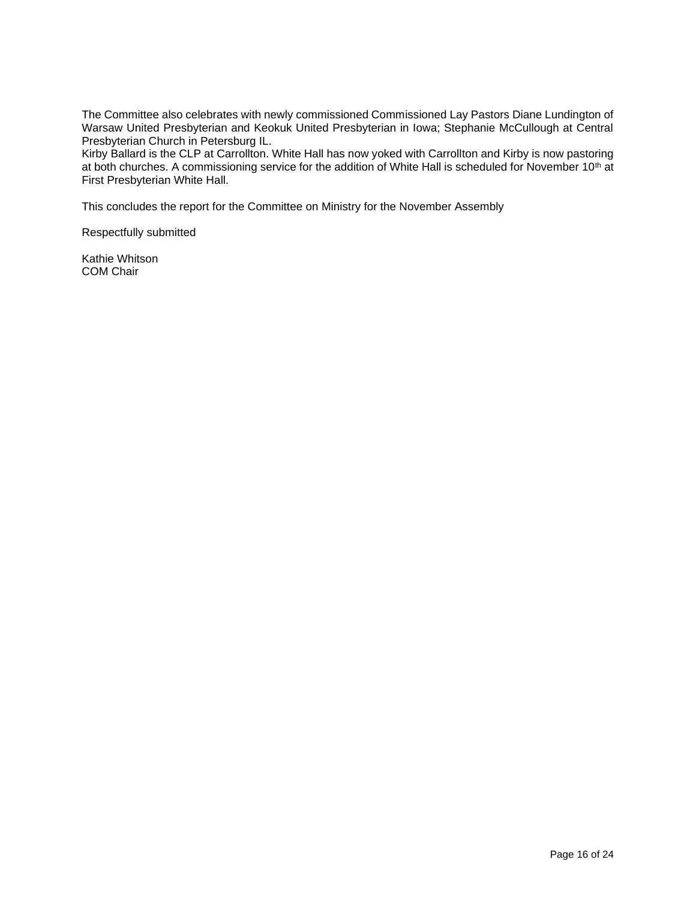The Committee also celebrates with newly commissioned Commissioned Lay Pastors Diane Lundington of Warsaw United Presbyterian and Keokuk United Presbyterian in Iowa; Stephanie McCullough at Central Presbyterian Church in Petersburg IL.
Kirby Ballard is the CLP at Carrollton. White Hall has now yoked with Carrollton and Kirby is now pastoring at both churches. A commissioning service for the addition of White Hall is scheduled for November 10th at First Presbyterian White Hall.

This concludes the report for the Committee on Ministry for the November Assembly

Respectfully submitted

Kathie Whitson
COM Chair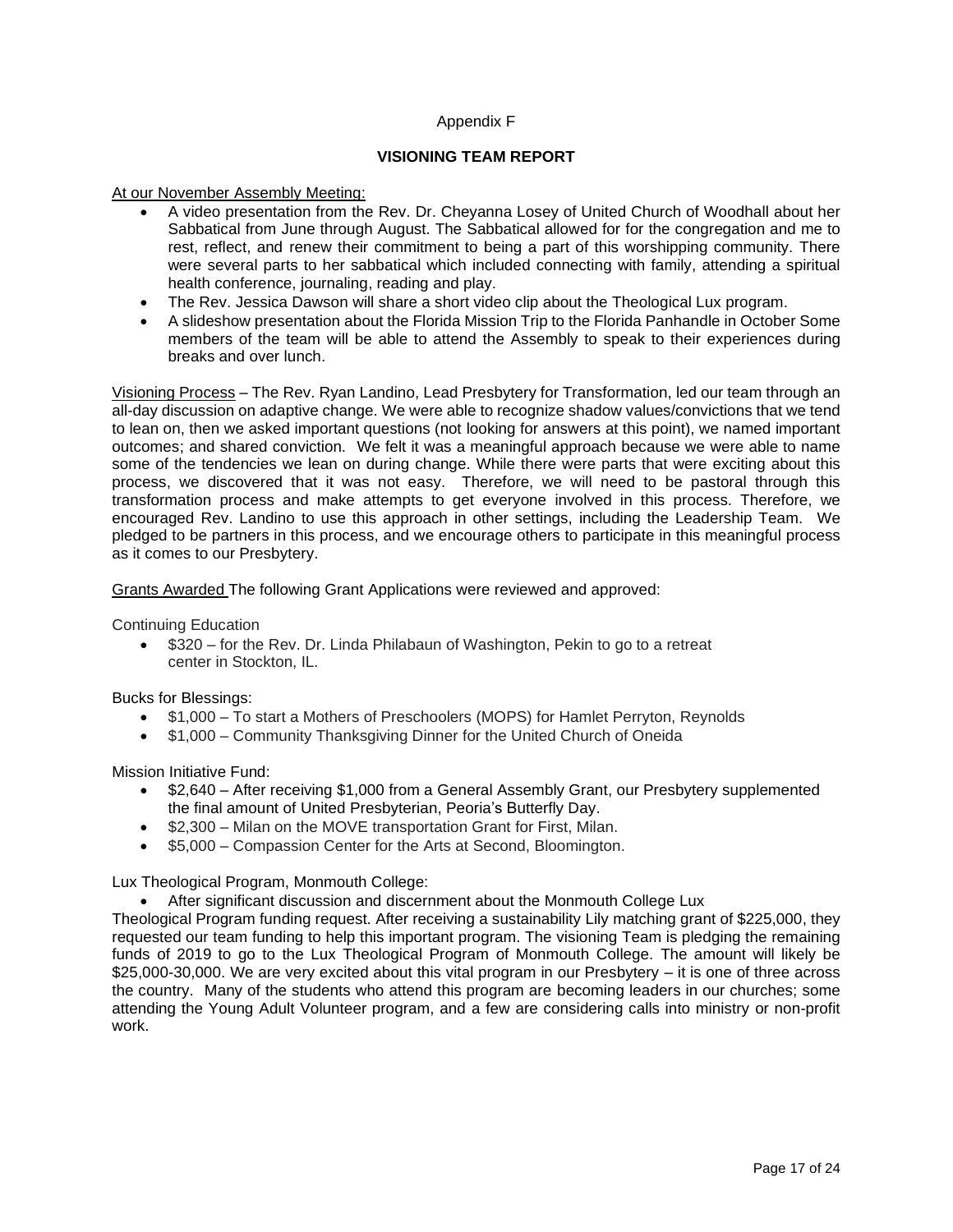Appendix F

## VISIONING TEAM REPORT

<u>At our November Assembly Meeting:</u>

- A video presentation from the Rev. Dr. Cheyanna Losey of United Church of Woodhall about her Sabbatical from June through August. The Sabbatical allowed for for the congregation and me to rest, reflect, and renew their commitment to being a part of this worshipping community. There were several parts to her sabbatical which included connecting with family, attending a spiritual health conference, journaling, reading and play.
- The Rev. Jessica Dawson will share a short video clip about the Theological Lux program.
- A slideshow presentation about the Florida Mission Trip to the Florida Panhandle in October Some members of the team will be able to attend the Assembly to speak to their experiences during breaks and over lunch.

<u>Visioning Process</u> – The Rev. Ryan Landino, Lead Presbytery for Transformation, led our team through an all-day discussion on adaptive change. We were able to recognize shadow values/convictions that we tend to lean on, then we asked important questions (not looking for answers at this point), we named important outcomes; and shared conviction. We felt it was a meaningful approach because we were able to name some of the tendencies we lean on during change. While there were parts that were exciting about this process, we discovered that it was not easy. Therefore, we will need to be pastoral through this transformation process and make attempts to get everyone involved in this process. Therefore, we encouraged Rev. Landino to use this approach in other settings, including the Leadership Team. We pledged to be partners in this process, and we encourage others to participate in this meaningful process as it comes to our Presbytery.

<u>Grants Awarded</u> The following Grant Applications were reviewed and approved:

Continuing Education

- $320 – for the Rev. Dr. Linda Philabaun of Washington, Pekin to go to a retreat center in Stockton, IL.

Bucks for Blessings:

- $1,000 – To start a Mothers of Preschoolers (MOPS) for Hamlet Perryton, Reynolds
- $1,000 – Community Thanksgiving Dinner for the United Church of Oneida

Mission Initiative Fund:

- $2,640 – After receiving $1,000 from a General Assembly Grant, our Presbytery supplemented the final amount of United Presbyterian, Peoria's Butterfly Day.
- $2,300 – Milan on the MOVE transportation Grant for First, Milan.
- $5,000 – Compassion Center for the Arts at Second, Bloomington.

Lux Theological Program, Monmouth College:

- After significant discussion and discernment about the Monmouth College Lux

Theological Program funding request. After receiving a sustainability Lily matching grant of $225,000, they requested our team funding to help this important program. The visioning Team is pledging the remaining funds of 2019 to go to the Lux Theological Program of Monmouth College. The amount will likely be $25,000-30,000. We are very excited about this vital program in our Presbytery – it is one of three across the country. Many of the students who attend this program are becoming leaders in our churches; some attending the Young Adult Volunteer program, and a few are considering calls into ministry or non-profit work.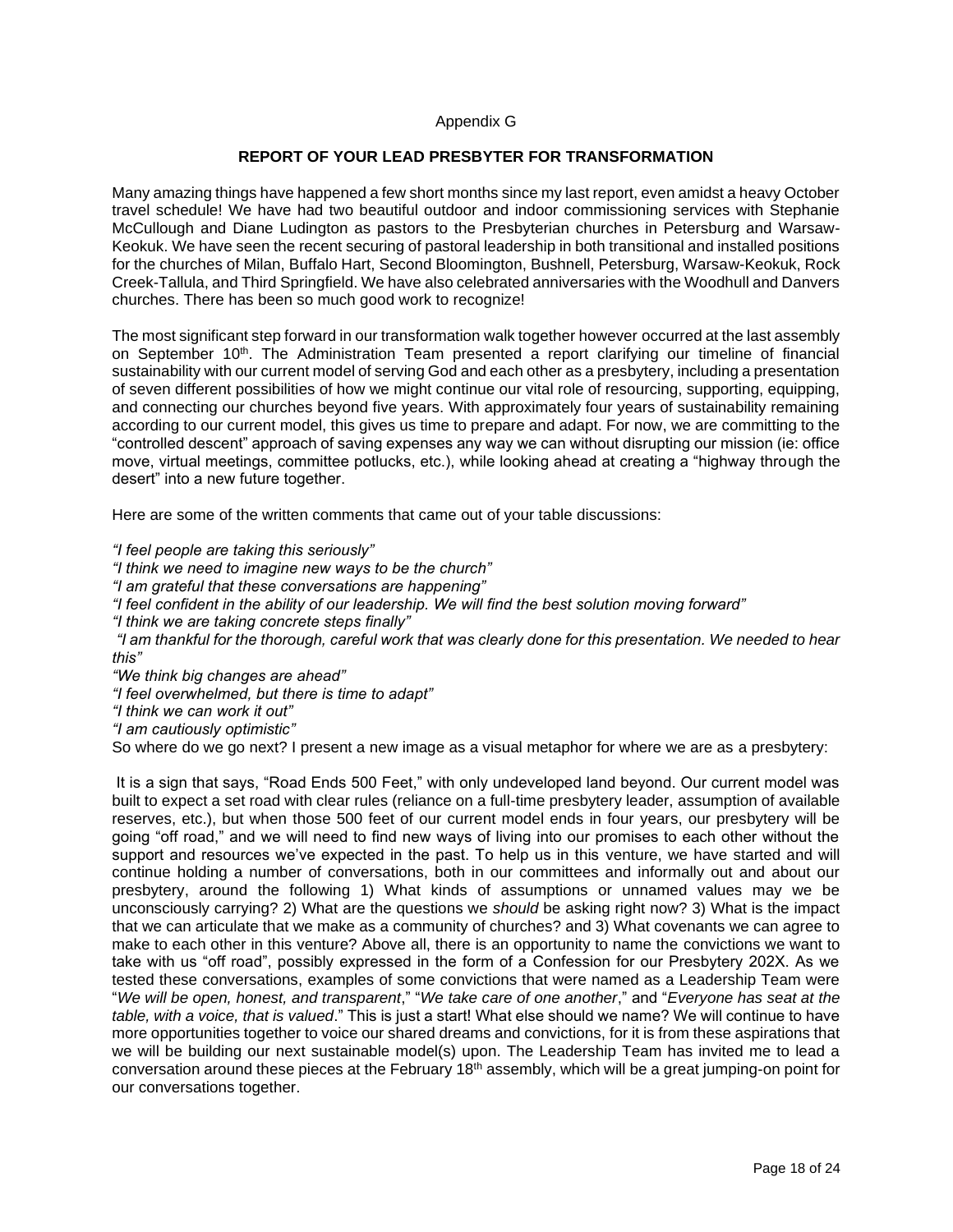Appendix G

## REPORT OF YOUR LEAD PRESBYTER FOR TRANSFORMATION

Many amazing things have happened a few short months since my last report, even amidst a heavy October travel schedule! We have had two beautiful outdoor and indoor commissioning services with Stephanie McCullough and Diane Ludington as pastors to the Presbyterian churches in Petersburg and Warsaw-Keokuk. We have seen the recent securing of pastoral leadership in both transitional and installed positions for the churches of Milan, Buffalo Hart, Second Bloomington, Bushnell, Petersburg, Warsaw-Keokuk, Rock Creek-Tallula, and Third Springfield. We have also celebrated anniversaries with the Woodhull and Danvers churches. There has been so much good work to recognize!

The most significant step forward in our transformation walk together however occurred at the last assembly on September 10th. The Administration Team presented a report clarifying our timeline of financial sustainability with our current model of serving God and each other as a presbytery, including a presentation of seven different possibilities of how we might continue our vital role of resourcing, supporting, equipping, and connecting our churches beyond five years. With approximately four years of sustainability remaining according to our current model, this gives us time to prepare and adapt. For now, we are committing to the "controlled descent" approach of saving expenses any way we can without disrupting our mission (ie: office move, virtual meetings, committee potlucks, etc.), while looking ahead at creating a "highway through the desert" into a new future together.

Here are some of the written comments that came out of your table discussions:

*"I feel people are taking this seriously"*
*"I think we need to imagine new ways to be the church"*
*"I am grateful that these conversations are happening"*
*"I feel confident in the ability of our leadership. We will find the best solution moving forward"*
*"I think we are taking concrete steps finally"*
*"I am thankful for the thorough, careful work that was clearly done for this presentation. We needed to hear this"*
*"We think big changes are ahead"*
*"I feel overwhelmed, but there is time to adapt"*
*"I think we can work it out"*
*"I am cautiously optimistic"*

So where do we go next? I present a new image as a visual metaphor for where we are as a presbytery:

It is a sign that says, "Road Ends 500 Feet," with only undeveloped land beyond. Our current model was built to expect a set road with clear rules (reliance on a full-time presbytery leader, assumption of available reserves, etc.), but when those 500 feet of our current model ends in four years, our presbytery will be going "off road," and we will need to find new ways of living into our promises to each other without the support and resources we've expected in the past. To help us in this venture, we have started and will continue holding a number of conversations, both in our committees and informally out and about our presbytery, around the following 1) What kinds of assumptions or unnamed values may we be unconsciously carrying? 2) What are the questions we *should* be asking right now? 3) What is the impact that we can articulate that we make as a community of churches? and 3) What covenants we can agree to make to each other in this venture? Above all, there is an opportunity to name the convictions we want to take with us "off road", possibly expressed in the form of a Confession for our Presbytery 202X. As we tested these conversations, examples of some convictions that were named as a Leadership Team were "*We will be open, honest, and transparent*," "*We take care of one another*," and "*Everyone has seat at the table, with a voice, that is valued*." This is just a start! What else should we name? We will continue to have more opportunities together to voice our shared dreams and convictions, for it is from these aspirations that we will be building our next sustainable model(s) upon. The Leadership Team has invited me to lead a conversation around these pieces at the February 18th assembly, which will be a great jumping-on point for our conversations together.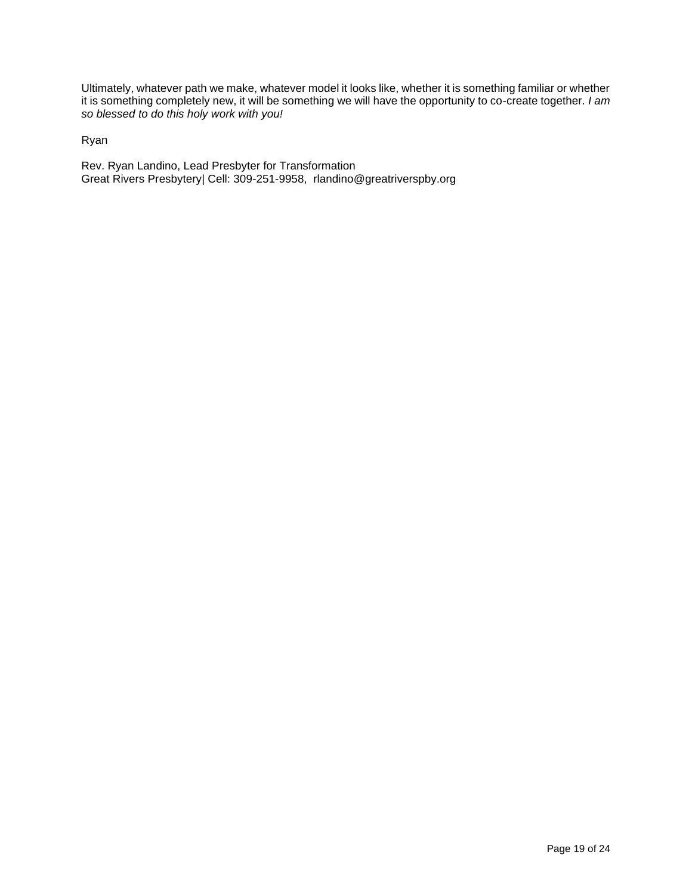Ultimately, whatever path we make, whatever model it looks like, whether it is something familiar or whether it is something completely new, it will be something we will have the opportunity to co-create together. *I am so blessed to do this holy work with you!*

Ryan

Rev. Ryan Landino, Lead Presbyter for Transformation
Great Rivers Presbytery| Cell: 309-251-9958, rlandino@greatriverspby.org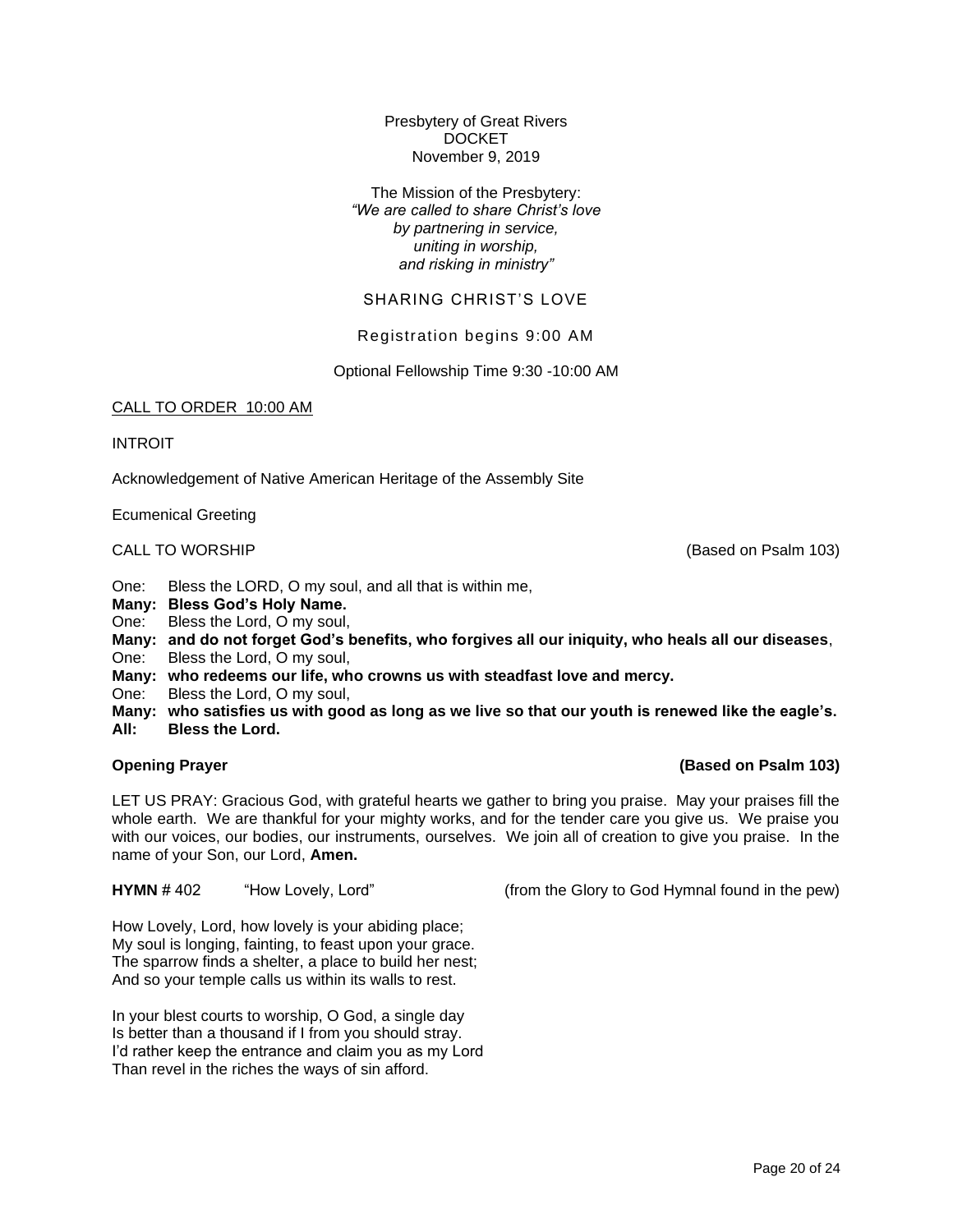Presbytery of Great Rivers
DOCKET
November 9, 2019

The Mission of the Presbytery:
*"We are called to share Christ's love*
*by partnering in service,*
*uniting in worship,*
*and risking in ministry"*

SHARING CHRIST'S LOVE

Registration begins 9:00 AM

Optional Fellowship Time 9:30 -10:00 AM

CALL TO ORDER 10:00 AM

INTROIT

Acknowledgement of Native American Heritage of the Assembly Site

Ecumenical Greeting

CALL TO WORSHIP (Based on Psalm 103)

One: Bless the LORD, O my soul, and all that is within me,
**Many: Bless God's Holy Name.**
One: Bless the Lord, O my soul,
**Many: and do not forget God's benefits, who forgives all our iniquity, who heals all our diseases**,
One: Bless the Lord, O my soul,
**Many: who redeems our life, who crowns us with steadfast love and mercy.**
One: Bless the Lord, O my soul,
**Many: who satisfies us with good as long as we live so that our youth is renewed like the eagle's.**
**All: Bless the Lord.**

**Opening Prayer (Based on Psalm 103)**

LET US PRAY: Gracious God, with grateful hearts we gather to bring you praise. May your praises fill the whole earth. We are thankful for your mighty works, and for the tender care you give us. We praise you with our voices, our bodies, our instruments, ourselves. We join all of creation to give you praise. In the name of your Son, our Lord, **Amen.**

**HYMN** # 402 "How Lovely, Lord" (from the Glory to God Hymnal found in the pew)

How Lovely, Lord, how lovely is your abiding place;
My soul is longing, fainting, to feast upon your grace.
The sparrow finds a shelter, a place to build her nest;
And so your temple calls us within its walls to rest.

In your blest courts to worship, O God, a single day
Is better than a thousand if I from you should stray.
I'd rather keep the entrance and claim you as my Lord
Than revel in the riches the ways of sin afford.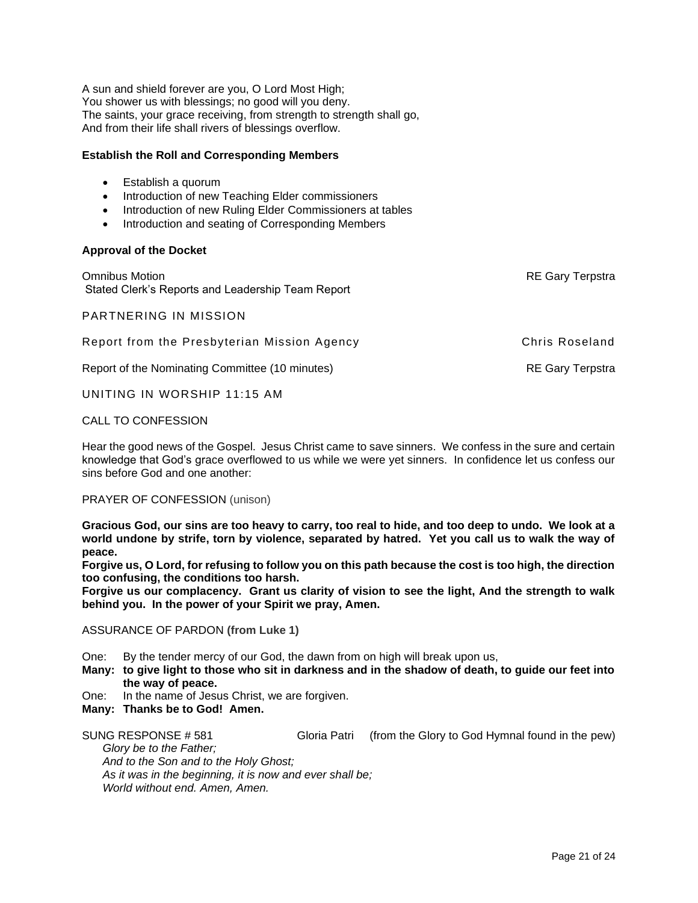A sun and shield forever are you, O Lord Most High;
You shower us with blessings; no good will you deny.
The saints, your grace receiving, from strength to strength shall go,
And from their life shall rivers of blessings overflow.

**Establish the Roll and Corresponding Members**

- Establish a quorum
- Introduction of new Teaching Elder commissioners
- Introduction of new Ruling Elder Commissioners at tables
- Introduction and seating of Corresponding Members

**Approval of the Docket**

Omnibus Motion — RE Gary Terpstra
Stated Clerk's Reports and Leadership Team Report

PARTNERING IN MISSION

Report from the Presbyterian Mission Agency — Chris Roseland

Report of the Nominating Committee (10 minutes) — RE Gary Terpstra

UNITING IN WORSHIP 11:15 AM

CALL TO CONFESSION

Hear the good news of the Gospel. Jesus Christ came to save sinners. We confess in the sure and certain knowledge that God's grace overflowed to us while we were yet sinners. In confidence let us confess our sins before God and one another:

PRAYER OF CONFESSION (unison)

**Gracious God, our sins are too heavy to carry, too real to hide, and too deep to undo. We look at a world undone by strife, torn by violence, separated by hatred. Yet you call us to walk the way of peace.**
**Forgive us, O Lord, for refusing to follow you on this path because the cost is too high, the direction too confusing, the conditions too harsh.**
**Forgive us our complacency. Grant us clarity of vision to see the light, And the strength to walk behind you. In the power of your Spirit we pray, Amen.**

ASSURANCE OF PARDON **(from Luke 1)**

One: By the tender mercy of our God, the dawn from on high will break upon us,
**Many: to give light to those who sit in darkness and in the shadow of death, to guide our feet into the way of peace.**
One: In the name of Jesus Christ, we are forgiven.
**Many: Thanks be to God! Amen.**

SUNG RESPONSE # 581 Gloria Patri (from the Glory to God Hymnal found in the pew)

*Glory be to the Father;*
*And to the Son and to the Holy Ghost;*
*As it was in the beginning, it is now and ever shall be;*
*World without end. Amen, Amen.*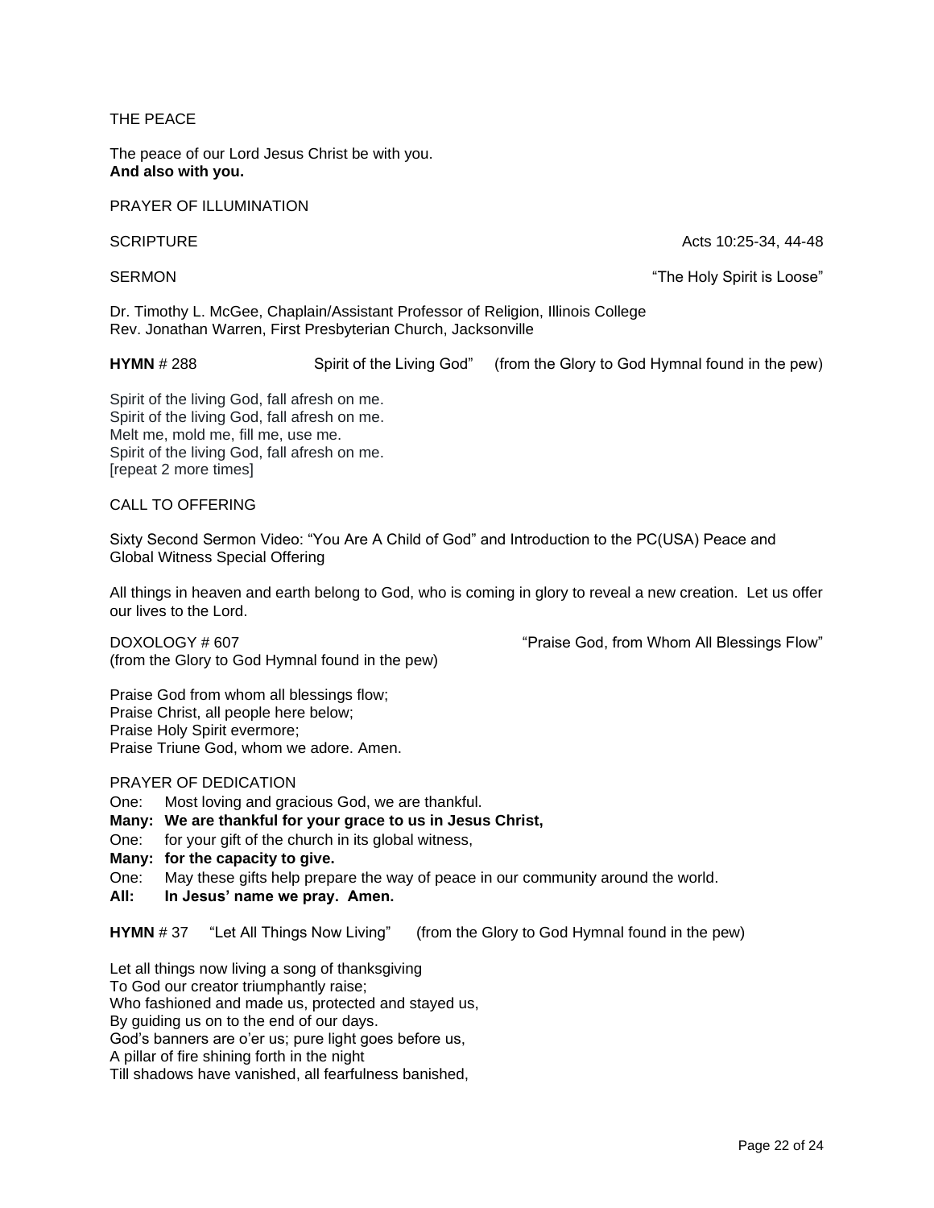THE PEACE

The peace of our Lord Jesus Christ be with you.
**And also with you.**

PRAYER OF ILLUMINATION

SCRIPTURE Acts 10:25-34, 44-48

SERMON "The Holy Spirit is Loose"

Dr. Timothy L. McGee, Chaplain/Assistant Professor of Religion, Illinois College
Rev. Jonathan Warren, First Presbyterian Church, Jacksonville

**HYMN** # 288 Spirit of the Living God" (from the Glory to God Hymnal found in the pew)

Spirit of the living God, fall afresh on me.
Spirit of the living God, fall afresh on me.
Melt me, mold me, fill me, use me.
Spirit of the living God, fall afresh on me.
[repeat 2 more times]

CALL TO OFFERING

Sixty Second Sermon Video: "You Are A Child of God" and Introduction to the PC(USA) Peace and Global Witness Special Offering

All things in heaven and earth belong to God, who is coming in glory to reveal a new creation. Let us offer our lives to the Lord.

DOXOLOGY # 607 "Praise God, from Whom All Blessings Flow"
(from the Glory to God Hymnal found in the pew)

Praise God from whom all blessings flow;
Praise Christ, all people here below;
Praise Holy Spirit evermore;
Praise Triune God, whom we adore. Amen.

PRAYER OF DEDICATION

One: Most loving and gracious God, we are thankful.
**Many: We are thankful for your grace to us in Jesus Christ,**
One: for your gift of the church in its global witness,
**Many: for the capacity to give.**
One: May these gifts help prepare the way of peace in our community around the world.
**All: In Jesus' name we pray. Amen.**

**HYMN** # 37 "Let All Things Now Living" (from the Glory to God Hymnal found in the pew)

Let all things now living a song of thanksgiving
To God our creator triumphantly raise;
Who fashioned and made us, protected and stayed us,
By guiding us on to the end of our days.
God's banners are o'er us; pure light goes before us,
A pillar of fire shining forth in the night
Till shadows have vanished, all fearfulness banished,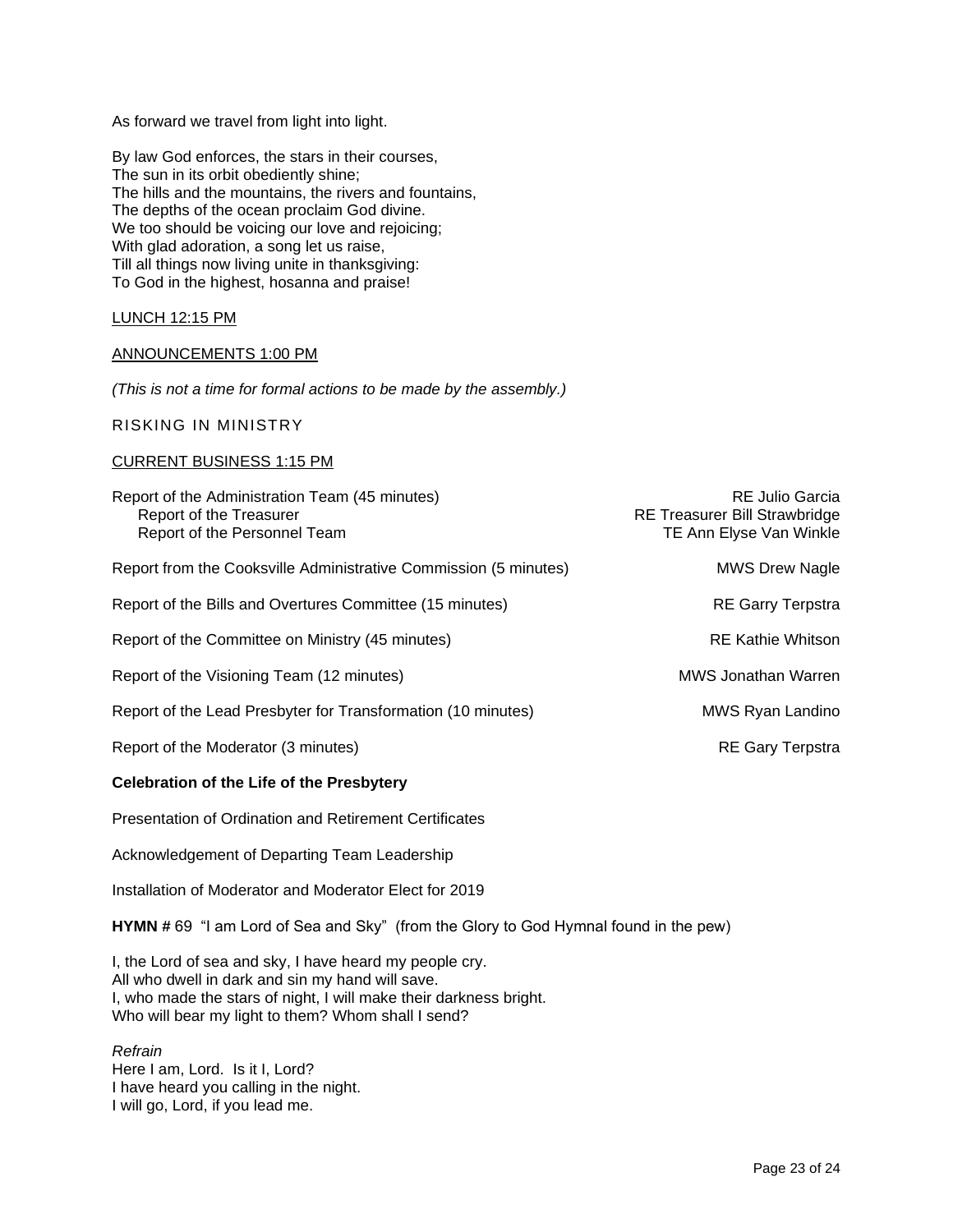As forward we travel from light into light.

By law God enforces, the stars in their courses,
The sun in its orbit obediently shine;
The hills and the mountains, the rivers and fountains,
The depths of the ocean proclaim God divine.
We too should be voicing our love and rejoicing;
With glad adoration, a song let us raise,
Till all things now living unite in thanksgiving:
To God in the highest, hosanna and praise!

LUNCH 12:15 PM

ANNOUNCEMENTS 1:00 PM

*(This is not a time for formal actions to be made by the assembly.)*

RISKING IN MINISTRY

CURRENT BUSINESS 1:15 PM

Report of the Administration Team (45 minutes) — RE Julio Garcia
- Report of the Treasurer — RE Treasurer Bill Strawbridge
- Report of the Personnel Team — TE Ann Elyse Van Winkle

Report from the Cooksville Administrative Commission (5 minutes) — MWS Drew Nagle

Report of the Bills and Overtures Committee (15 minutes) — RE Garry Terpstra

Report of the Committee on Ministry (45 minutes) — RE Kathie Whitson

Report of the Visioning Team (12 minutes) — MWS Jonathan Warren

Report of the Lead Presbyter for Transformation (10 minutes) — MWS Ryan Landino

Report of the Moderator (3 minutes) — RE Gary Terpstra

**Celebration of the Life of the Presbytery**

Presentation of Ordination and Retirement Certificates

Acknowledgement of Departing Team Leadership

Installation of Moderator and Moderator Elect for 2019

**HYMN #** 69 "I am Lord of Sea and Sky" (from the Glory to God Hymnal found in the pew)

I, the Lord of sea and sky, I have heard my people cry.
All who dwell in dark and sin my hand will save.
I, who made the stars of night, I will make their darkness bright.
Who will bear my light to them? Whom shall I send?

*Refrain*
Here I am, Lord. Is it I, Lord?
I have heard you calling in the night.
I will go, Lord, if you lead me.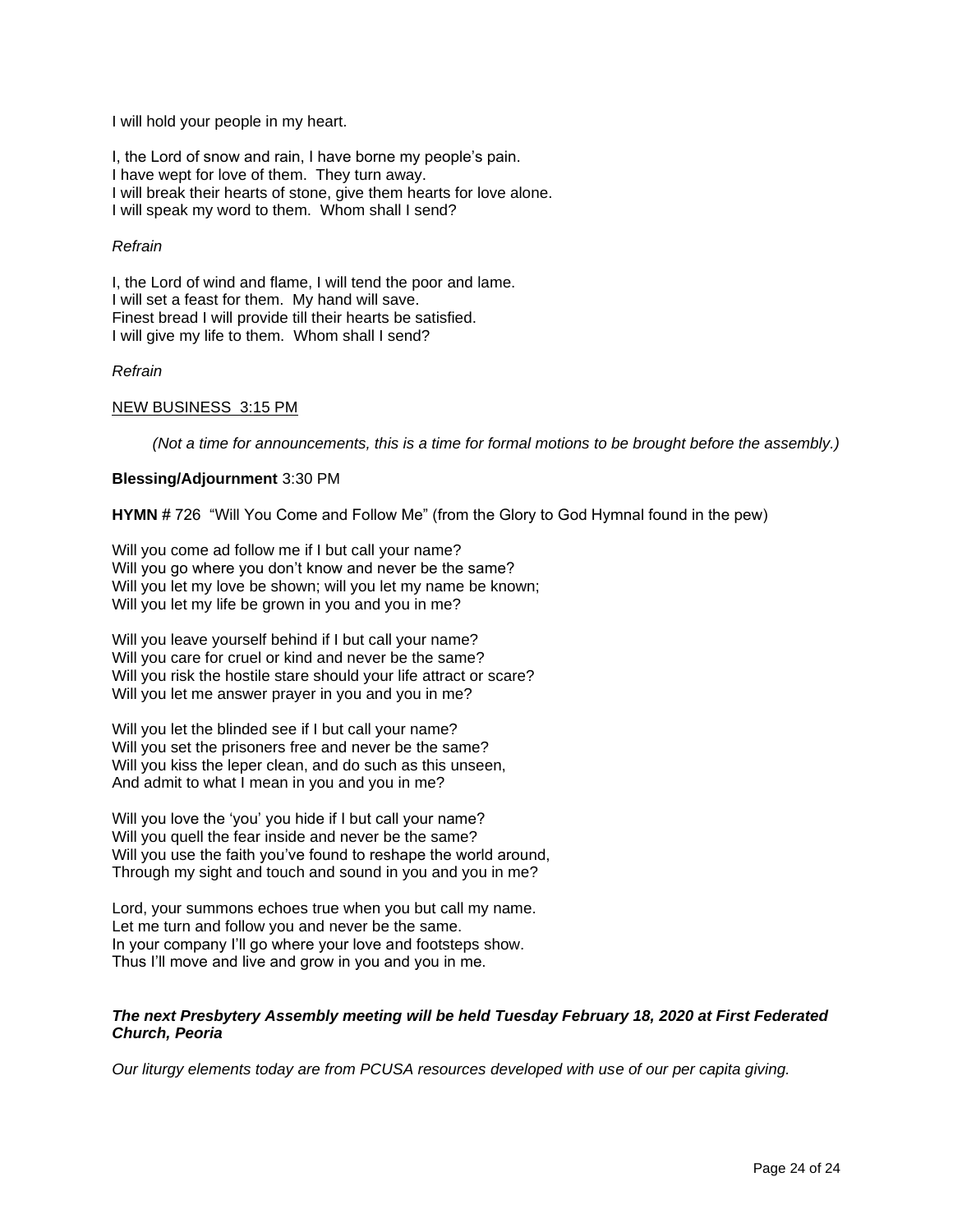I will hold your people in my heart.

I, the Lord of snow and rain, I have borne my people's pain.
I have wept for love of them. They turn away.
I will break their hearts of stone, give them hearts for love alone.
I will speak my word to them. Whom shall I send?

*Refrain*

I, the Lord of wind and flame, I will tend the poor and lame.
I will set a feast for them. My hand will save.
Finest bread I will provide till their hearts be satisfied.
I will give my life to them. Whom shall I send?

*Refrain*

<u>NEW BUSINESS 3:15 PM</u>

*(Not a time for announcements, this is a time for formal motions to be brought before the assembly.)*

**Blessing/Adjournment** 3:30 PM

**HYMN** # 726 "Will You Come and Follow Me" (from the Glory to God Hymnal found in the pew)

Will you come ad follow me if I but call your name?
Will you go where you don't know and never be the same?
Will you let my love be shown; will you let my name be known;
Will you let my life be grown in you and you in me?

Will you leave yourself behind if I but call your name?
Will you care for cruel or kind and never be the same?
Will you risk the hostile stare should your life attract or scare?
Will you let me answer prayer in you and you in me?

Will you let the blinded see if I but call your name?
Will you set the prisoners free and never be the same?
Will you kiss the leper clean, and do such as this unseen,
And admit to what I mean in you and you in me?

Will you love the 'you' you hide if I but call your name?
Will you quell the fear inside and never be the same?
Will you use the faith you've found to reshape the world around,
Through my sight and touch and sound in you and you in me?

Lord, your summons echoes true when you but call my name.
Let me turn and follow you and never be the same.
In your company I'll go where your love and footsteps show.
Thus I'll move and live and grow in you and you in me.

***The next Presbytery Assembly meeting will be held Tuesday February 18, 2020 at First Federated Church, Peoria***

*Our liturgy elements today are from PCUSA resources developed with use of our per capita giving.*